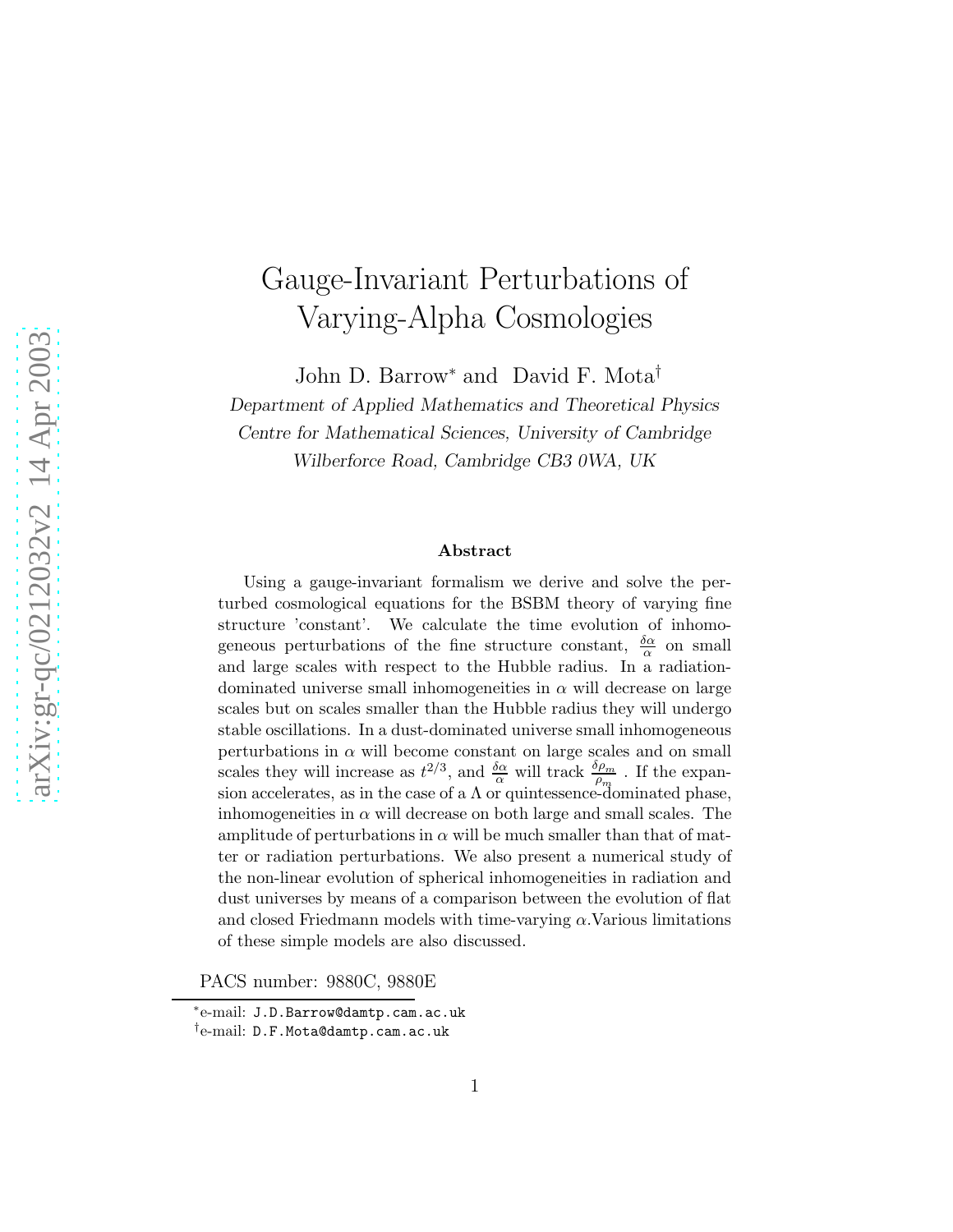# Gauge-Invariant Perturbations of Varying-Alpha Cosmologies

John D. Barrow* and David F. Mota†

*Department of Applied Mathematics and Theoretical Physics*
*Centre for Mathematical Sciences, University of Cambridge*
*Wilberforce Road, Cambridge CB3 0WA, UK*

### Abstract

Using a gauge-invariant formalism we derive and solve the perturbed cosmological equations for the BSBM theory of varying fine structure 'constant'. We calculate the time evolution of inhomogeneous perturbations of the fine structure constant, $\frac{\delta\alpha}{\alpha}$ on small and large scales with respect to the Hubble radius. In a radiation-dominated universe small inhomogeneities in $\alpha$ will decrease on large scales but on scales smaller than the Hubble radius they will undergo stable oscillations. In a dust-dominated universe small inhomogeneous perturbations in $\alpha$ will become constant on large scales and on small scales they will increase as $t^{2/3}$, and $\frac{\delta\alpha}{\alpha}$ will track $\frac{\delta\rho_m}{\rho_m}$ . If the expansion accelerates, as in the case of a $\Lambda$ or quintessence-dominated phase, inhomogeneities in $\alpha$ will decrease on both large and small scales. The amplitude of perturbations in $\alpha$ will be much smaller than that of matter or radiation perturbations. We also present a numerical study of the non-linear evolution of spherical inhomogeneities in radiation and dust universes by means of a comparison between the evolution of flat and closed Friedmann models with time-varying $\alpha$.Various limitations of these simple models are also discussed.

PACS number: 9880C, 9880E

*e-mail: J.D.Barrow@damtp.cam.ac.uk
†e-mail: D.F.Mota@damtp.cam.ac.uk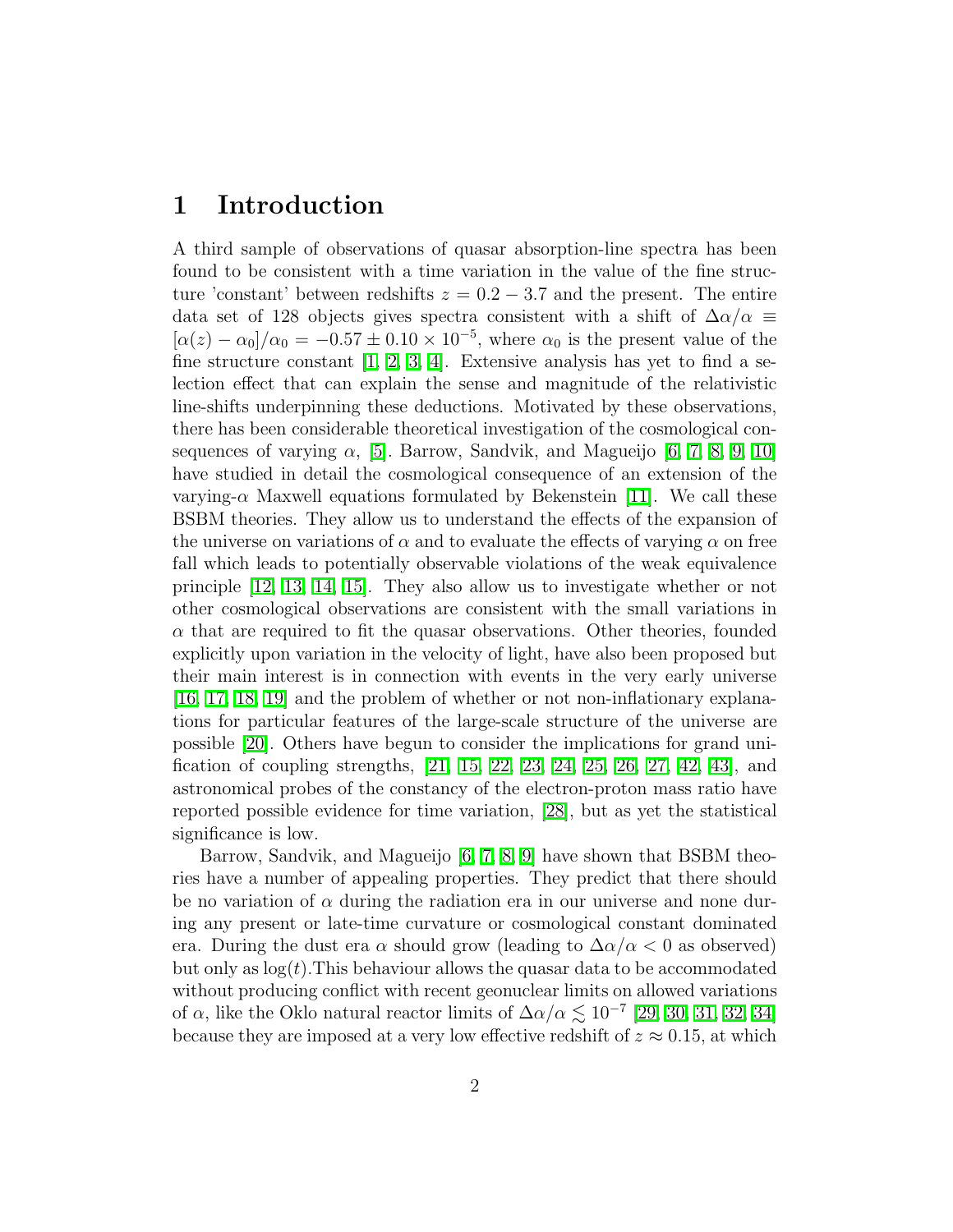## 1 Introduction

A third sample of observations of quasar absorption-line spectra has been found to be consistent with a time variation in the value of the fine structure 'constant' between redshifts $z = 0.2 - 3.7$ and the present. The entire data set of 128 objects gives spectra consistent with a shift of $\Delta\alpha/\alpha \equiv [\alpha(z) - \alpha_0]/\alpha_0 = -0.57 \pm 0.10 \times 10^{-5}$, where $\alpha_0$ is the present value of the fine structure constant [1, 2, 3, 4]. Extensive analysis has yet to find a selection effect that can explain the sense and magnitude of the relativistic line-shifts underpinning these deductions. Motivated by these observations, there has been considerable theoretical investigation of the cosmological consequences of varying $\alpha$, [5]. Barrow, Sandvik, and Magueijo [6, 7, 8, 9, 10] have studied in detail the cosmological consequence of an extension of the varying-$\alpha$ Maxwell equations formulated by Bekenstein [11]. We call these BSBM theories. They allow us to understand the effects of the expansion of the universe on variations of $\alpha$ and to evaluate the effects of varying $\alpha$ on free fall which leads to potentially observable violations of the weak equivalence principle [12, 13, 14, 15]. They also allow us to investigate whether or not other cosmological observations are consistent with the small variations in $\alpha$ that are required to fit the quasar observations. Other theories, founded explicitly upon variation in the velocity of light, have also been proposed but their main interest is in connection with events in the very early universe [16, 17, 18, 19] and the problem of whether or not non-inflationary explanations for particular features of the large-scale structure of the universe are possible [20]. Others have begun to consider the implications for grand unification of coupling strengths, [21, 15, 22, 23, 24, 25, 26, 27, 42, 43], and astronomical probes of the constancy of the electron-proton mass ratio have reported possible evidence for time variation, [28], but as yet the statistical significance is low.

Barrow, Sandvik, and Magueijo [6, 7, 8, 9] have shown that BSBM theories have a number of appealing properties. They predict that there should be no variation of $\alpha$ during the radiation era in our universe and none during any present or late-time curvature or cosmological constant dominated era. During the dust era $\alpha$ should grow (leading to $\Delta\alpha/\alpha < 0$ as observed) but only as $\log(t)$.This behaviour allows the quasar data to be accommodated without producing conflict with recent geonuclear limits on allowed variations of $\alpha$, like the Oklo natural reactor limits of $\Delta\alpha/\alpha \lesssim 10^{-7}$ [29, 30, 31, 32, 34] because they are imposed at a very low effective redshift of $z \approx 0.15$, at which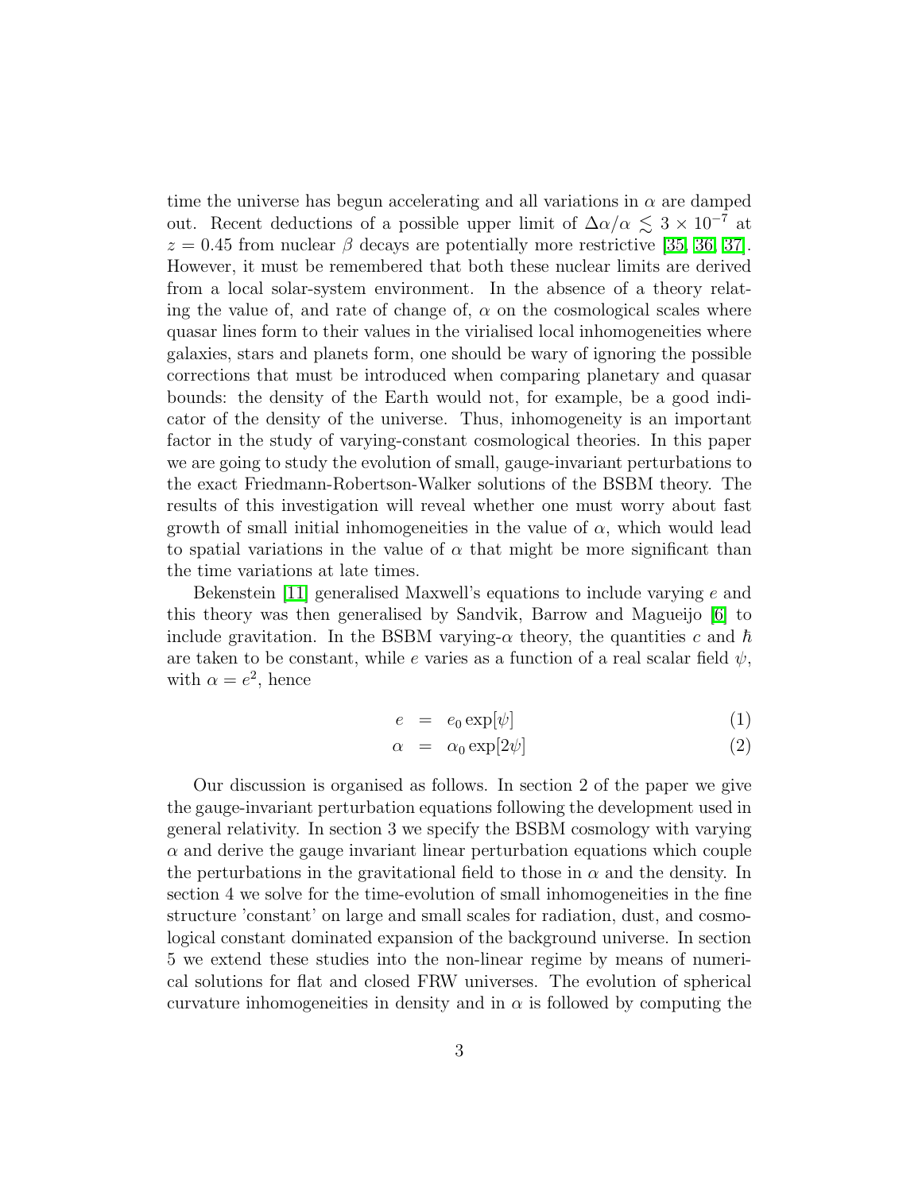time the universe has begun accelerating and all variations in $\alpha$ are damped out. Recent deductions of a possible upper limit of $\Delta\alpha/\alpha \lesssim 3 \times 10^{-7}$ at $z = 0.45$ from nuclear $\beta$ decays are potentially more restrictive [35, 36, 37]. However, it must be remembered that both these nuclear limits are derived from a local solar-system environment. In the absence of a theory relating the value of, and rate of change of, $\alpha$ on the cosmological scales where quasar lines form to their values in the virialised local inhomogeneities where galaxies, stars and planets form, one should be wary of ignoring the possible corrections that must be introduced when comparing planetary and quasar bounds: the density of the Earth would not, for example, be a good indicator of the density of the universe. Thus, inhomogeneity is an important factor in the study of varying-constant cosmological theories. In this paper we are going to study the evolution of small, gauge-invariant perturbations to the exact Friedmann-Robertson-Walker solutions of the BSBM theory. The results of this investigation will reveal whether one must worry about fast growth of small initial inhomogeneities in the value of $\alpha$, which would lead to spatial variations in the value of $\alpha$ that might be more significant than the time variations at late times.

Bekenstein [11] generalised Maxwell's equations to include varying $e$ and this theory was then generalised by Sandvik, Barrow and Magueijo [6] to include gravitation. In the BSBM varying-$\alpha$ theory, the quantities $c$ and $\hbar$ are taken to be constant, while $e$ varies as a function of a real scalar field $\psi$, with $\alpha = e^2$, hence

$$e = e_0 \exp[\psi] \tag{1}$$

$$\alpha = \alpha_0 \exp[2\psi] \tag{2}$$

Our discussion is organised as follows. In section 2 of the paper we give the gauge-invariant perturbation equations following the development used in general relativity. In section 3 we specify the BSBM cosmology with varying $\alpha$ and derive the gauge invariant linear perturbation equations which couple the perturbations in the gravitational field to those in $\alpha$ and the density. In section 4 we solve for the time-evolution of small inhomogeneities in the fine structure 'constant' on large and small scales for radiation, dust, and cosmological constant dominated expansion of the background universe. In section 5 we extend these studies into the non-linear regime by means of numerical solutions for flat and closed FRW universes. The evolution of spherical curvature inhomogeneities in density and in $\alpha$ is followed by computing the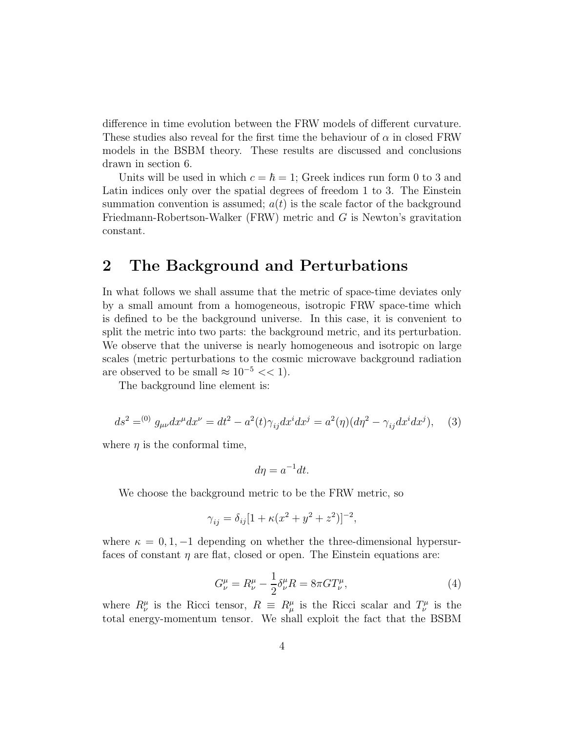difference in time evolution between the FRW models of different curvature. These studies also reveal for the first time the behaviour of $\alpha$ in closed FRW models in the BSBM theory. These results are discussed and conclusions drawn in section 6.

Units will be used in which $c = \hbar = 1$; Greek indices run form 0 to 3 and Latin indices only over the spatial degrees of freedom 1 to 3. The Einstein summation convention is assumed; $a(t)$ is the scale factor of the background Friedmann-Robertson-Walker (FRW) metric and $G$ is Newton's gravitation constant.

## 2 The Background and Perturbations

In what follows we shall assume that the metric of space-time deviates only by a small amount from a homogeneous, isotropic FRW space-time which is defined to be the background universe. In this case, it is convenient to split the metric into two parts: the background metric, and its perturbation. We observe that the universe is nearly homogeneous and isotropic on large scales (metric perturbations to the cosmic microwave background radiation are observed to be small $\approx 10^{-5} << 1$).

The background line element is:

$$ds^2 =^{(0)} g_{\mu\nu} dx^\mu dx^\nu = dt^2 - a^2(t)\gamma_{ij} dx^i dx^j = a^2(\eta)(d\eta^2 - \gamma_{ij} dx^i dx^j), \quad (3)$$

where $\eta$ is the conformal time,

$$d\eta = a^{-1} dt.$$

We choose the background metric to be the FRW metric, so

$$\gamma_{ij} = \delta_{ij}[1 + \kappa(x^2 + y^2 + z^2)]^{-2},$$

where $\kappa = 0, 1, -1$ depending on whether the three-dimensional hypersurfaces of constant $\eta$ are flat, closed or open. The Einstein equations are:

$$G^\mu_\nu = R^\mu_\nu - \frac{1}{2}\delta^\mu_\nu R = 8\pi G T^\mu_\nu, \quad (4)$$

where $R^\mu_\nu$ is the Ricci tensor, $R \equiv R^\mu_\mu$ is the Ricci scalar and $T^\mu_\nu$ is the total energy-momentum tensor. We shall exploit the fact that the BSBM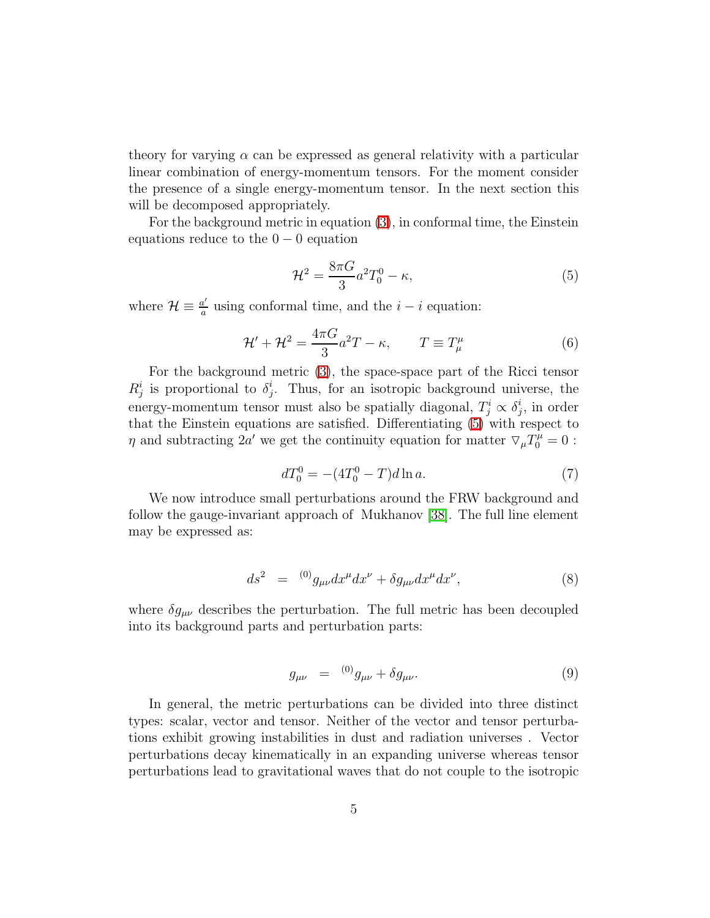theory for varying $\alpha$ can be expressed as general relativity with a particular linear combination of energy-momentum tensors. For the moment consider the presence of a single energy-momentum tensor. In the next section this will be decomposed appropriately.

For the background metric in equation (3), in conformal time, the Einstein equations reduce to the $0-0$ equation

$$\mathcal{H}^2 = \frac{8\pi G}{3} a^2 T^0_0 - \kappa, \tag{5}$$

where $\mathcal{H} \equiv \frac{a'}{a}$ using conformal time, and the $i-i$ equation:

$$\mathcal{H}' + \mathcal{H}^2 = \frac{4\pi G}{3} a^2 T - \kappa, \qquad T \equiv T^\mu_\mu \tag{6}$$

For the background metric (3), the space-space part of the Ricci tensor $R^i_j$ is proportional to $\delta^i_j$. Thus, for an isotropic background universe, the energy-momentum tensor must also be spatially diagonal, $T^i_j \propto \delta^i_j$, in order that the Einstein equations are satisfied. Differentiating (5) with respect to $\eta$ and subtracting $2a'$ we get the continuity equation for matter $\nabla_\mu T^\mu_0 = 0$ :

$$dT^0_0 = -(4T^0_0 - T) d\ln a. \tag{7}$$

We now introduce small perturbations around the FRW background and follow the gauge-invariant approach of Mukhanov [38]. The full line element may be expressed as:

$$ds^2 \;\; = \;\; {}^{(0)}g_{\mu\nu} dx^\mu dx^\nu + \delta g_{\mu\nu} dx^\mu dx^\nu, \tag{8}$$

where $\delta g_{\mu\nu}$ describes the perturbation. The full metric has been decoupled into its background parts and perturbation parts:

$$g_{\mu\nu} \;\; = \;\; {}^{(0)}g_{\mu\nu} + \delta g_{\mu\nu}. \tag{9}$$

In general, the metric perturbations can be divided into three distinct types: scalar, vector and tensor. Neither of the vector and tensor perturbations exhibit growing instabilities in dust and radiation universes . Vector perturbations decay kinematically in an expanding universe whereas tensor perturbations lead to gravitational waves that do not couple to the isotropic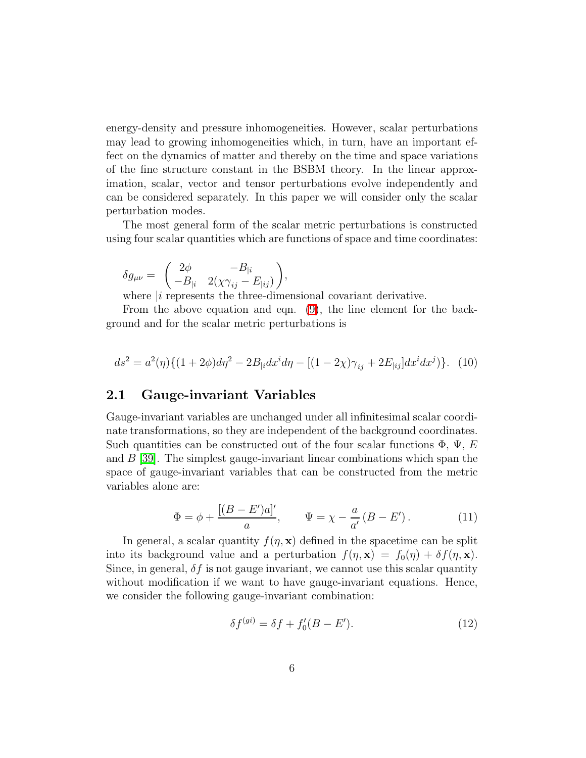energy-density and pressure inhomogeneities. However, scalar perturbations may lead to growing inhomogeneities which, in turn, have an important effect on the dynamics of matter and thereby on the time and space variations of the fine structure constant in the BSBM theory. In the linear approximation, scalar, vector and tensor perturbations evolve independently and can be considered separately. In this paper we will consider only the scalar perturbation modes.

The most general form of the scalar metric perturbations is constructed using four scalar quantities which are functions of space and time coordinates:

$$\delta g_{\mu\nu} = \begin{pmatrix} 2\phi & -B_{|i} \\ -B_{|i} & 2(\chi\gamma_{ij} - E_{|ij}) \end{pmatrix},$$

where $|i$ represents the three-dimensional covariant derivative.

From the above equation and eqn. (9), the line element for the background and for the scalar metric perturbations is

$$ds^2 = a^2(\eta)\{(1+2\phi)d\eta^2 - 2B_{|i}dx^i d\eta - [(1-2\chi)\gamma_{ij} + 2E_{|ij}]dx^i dx^j)\}. \quad (10)$$

## 2.1 Gauge-invariant Variables

Gauge-invariant variables are unchanged under all infinitesimal scalar coordinate transformations, so they are independent of the background coordinates. Such quantities can be constructed out of the four scalar functions $\Phi$, $\Psi$, $E$ and $B$ [39]. The simplest gauge-invariant linear combinations which span the space of gauge-invariant variables that can be constructed from the metric variables alone are:

$$\Phi = \phi + \frac{[(B-E')a]'}{a}, \qquad \Psi = \chi - \frac{a}{a'}\left(B - E'\right). \quad (11)$$

In general, a scalar quantity $f(\eta, \mathbf{x})$ defined in the spacetime can be split into its background value and a perturbation $f(\eta, \mathbf{x}) = f_0(\eta) + \delta f(\eta, \mathbf{x})$. Since, in general, $\delta f$ is not gauge invariant, we cannot use this scalar quantity without modification if we want to have gauge-invariant equations. Hence, we consider the following gauge-invariant combination:

$$\delta f^{(gi)} = \delta f + f_0'(B - E'). \quad (12)$$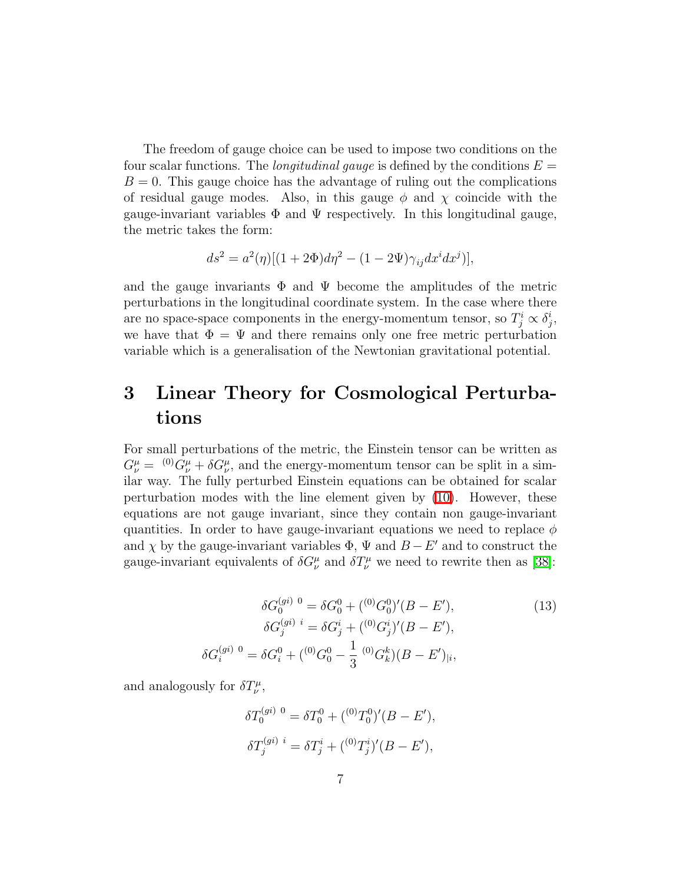The freedom of gauge choice can be used to impose two conditions on the four scalar functions. The *longitudinal gauge* is defined by the conditions $E = B = 0$. This gauge choice has the advantage of ruling out the complications of residual gauge modes. Also, in this gauge $\phi$ and $\chi$ coincide with the gauge-invariant variables $\Phi$ and $\Psi$ respectively. In this longitudinal gauge, the metric takes the form:

$$ds^2 = a^2(\eta)[(1 + 2\Phi)d\eta^2 - (1 - 2\Psi)\gamma_{ij}dx^i dx^j)],$$

and the gauge invariants $\Phi$ and $\Psi$ become the amplitudes of the metric perturbations in the longitudinal coordinate system. In the case where there are no space-space components in the energy-momentum tensor, so $T^i_j \propto \delta^i_j$, we have that $\Phi = \Psi$ and there remains only one free metric perturbation variable which is a generalisation of the Newtonian gravitational potential.

# 3 Linear Theory for Cosmological Perturbations

For small perturbations of the metric, the Einstein tensor can be written as $G^\mu_\nu = {}^{(0)}G^\mu_\nu + \delta G^\mu_\nu$, and the energy-momentum tensor can be split in a similar way. The fully perturbed Einstein equations can be obtained for scalar perturbation modes with the line element given by (10). However, these equations are not gauge invariant, since they contain non gauge-invariant quantities. In order to have gauge-invariant equations we need to replace $\phi$ and $\chi$ by the gauge-invariant variables $\Phi$, $\Psi$ and $B - E'$ and to construct the gauge-invariant equivalents of $\delta G^\mu_\nu$ and $\delta T^\mu_\nu$ we need to rewrite then as [38]:

$$\begin{aligned}
\delta G^{(gi)\ 0}_0 &= \delta G^0_0 + ({}^{(0)}G^0_0)'(B - E'), \\
\delta G^{(gi)\ i}_j &= \delta G^i_j + ({}^{(0)}G^i_j)'(B - E'), \\
\delta G^{(gi)\ 0}_i &= \delta G^0_i + ({}^{(0)}G^0_0 - \frac{1}{3}\ {}^{(0)}G^k_k)(B - E')_{|i},
\end{aligned} \tag{13}$$

and analogously for $\delta T^\mu_\nu$,

$$\delta T^{(gi)\ 0}_0 = \delta T^0_0 + ({}^{(0)}T^0_0)'(B - E'),$$

$$\delta T^{(gi)\ i}_j = \delta T^i_j + ({}^{(0)}T^i_j)'(B - E'),$$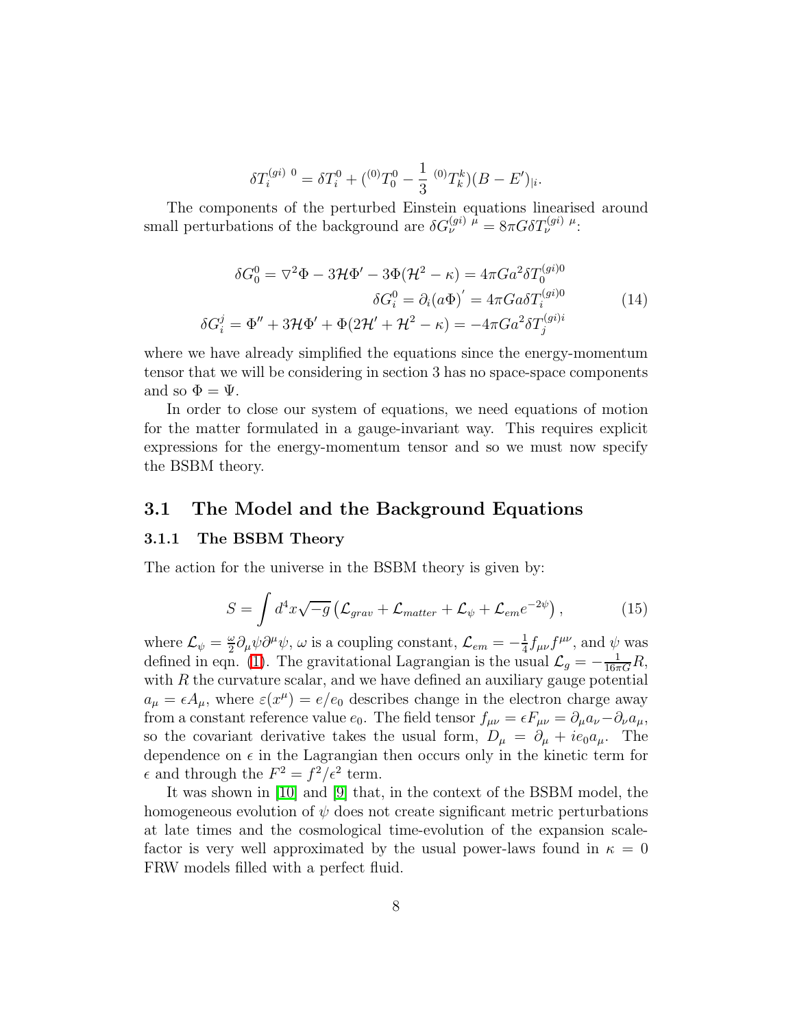$$\delta T_i^{(gi)\ 0} = \delta T_i^0 + ({}^{(0)}T_0^0 - \frac{1}{3}\ {}^{(0)}T_k^k)(B - E')_{|i}.$$

The components of the perturbed Einstein equations linearised around small perturbations of the background are $\delta G_\nu^{(gi)\ \mu} = 8\pi G \delta T_\nu^{(gi)\ \mu}$:

$$\begin{aligned}
\delta G_0^0 = \nabla^2\Phi - 3\mathcal{H}\Phi' - 3\Phi(\mathcal{H}^2 - \kappa) = 4\pi G a^2 \delta T_0^{(gi)0} \\
\delta G_i^0 = \partial_i (a\Phi)' = 4\pi G a \delta T_i^{(gi)0} \\
\delta G_i^j = \Phi'' + 3\mathcal{H}\Phi' + \Phi(2\mathcal{H}' + \mathcal{H}^2 - \kappa) = -4\pi G a^2 \delta T_j^{(gi)i}
\end{aligned} \tag{14}$$

where we have already simplified the equations since the energy-momentum tensor that we will be considering in section 3 has no space-space components and so $\Phi = \Psi$.

In order to close our system of equations, we need equations of motion for the matter formulated in a gauge-invariant way. This requires explicit expressions for the energy-momentum tensor and so we must now specify the BSBM theory.

## 3.1 The Model and the Background Equations

### 3.1.1 The BSBM Theory

The action for the universe in the BSBM theory is given by:

$$S = \int d^4x \sqrt{-g} \left( \mathcal{L}_{grav} + \mathcal{L}_{matter} + \mathcal{L}_\psi + \mathcal{L}_{em} e^{-2\psi} \right), \tag{15}$$

where $\mathcal{L}_\psi = \frac{\omega}{2}\partial_\mu\psi\partial^\mu\psi$, $\omega$ is a coupling constant, $\mathcal{L}_{em} = -\frac{1}{4}f_{\mu\nu}f^{\mu\nu}$, and $\psi$ was defined in eqn. (1). The gravitational Lagrangian is the usual $\mathcal{L}_g = -\frac{1}{16\pi G}R$, with $R$ the curvature scalar, and we have defined an auxiliary gauge potential $a_\mu = \epsilon A_\mu$, where $\varepsilon(x^\mu) = e/e_0$ describes change in the electron charge away from a constant reference value $e_0$. The field tensor $f_{\mu\nu} = \epsilon F_{\mu\nu} = \partial_\mu a_\nu - \partial_\nu a_\mu$, so the covariant derivative takes the usual form, $D_\mu = \partial_\mu + ie_0 a_\mu$. The dependence on $\epsilon$ in the Lagrangian then occurs only in the kinetic term for $\epsilon$ and through the $F^2 = f^2/\epsilon^2$ term.

It was shown in [10] and [9] that, in the context of the BSBM model, the homogeneous evolution of $\psi$ does not create significant metric perturbations at late times and the cosmological time-evolution of the expansion scale-factor is very well approximated by the usual power-laws found in $\kappa = 0$ FRW models filled with a perfect fluid.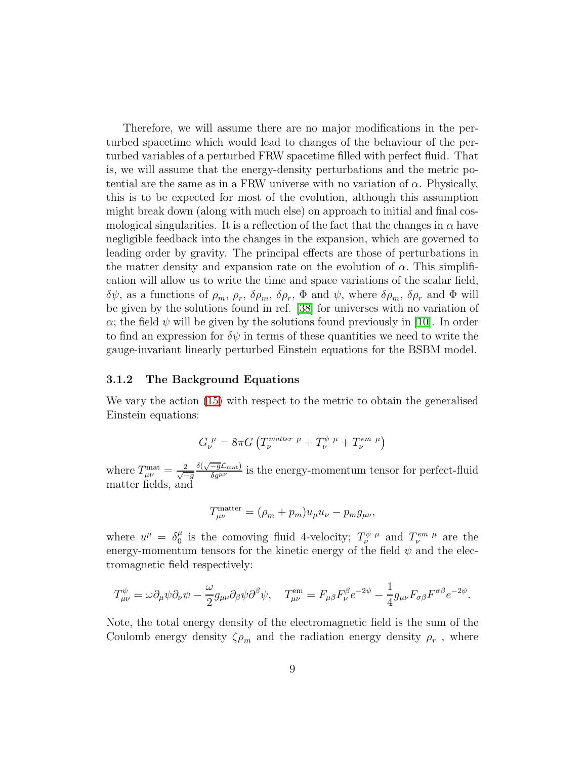Therefore, we will assume there are no major modifications in the perturbed spacetime which would lead to changes of the behaviour of the perturbed variables of a perturbed FRW spacetime filled with perfect fluid. That is, we will assume that the energy-density perturbations and the metric potential are the same as in a FRW universe with no variation of $\alpha$. Physically, this is to be expected for most of the evolution, although this assumption might break down (along with much else) on approach to initial and final cosmological singularities. It is a reflection of the fact that the changes in $\alpha$ have negligible feedback into the changes in the expansion, which are governed to leading order by gravity. The principal effects are those of perturbations in the matter density and expansion rate on the evolution of $\alpha$. This simplification will allow us to write the time and space variations of the scalar field, $\delta\psi$, as a functions of $\rho_m$, $\rho_r$, $\delta\rho_m$, $\delta\rho_r$, $\Phi$ and $\psi$, where $\delta\rho_m$, $\delta\rho_r$ and $\Phi$ will be given by the solutions found in ref. [38] for universes with no variation of $\alpha$; the field $\psi$ will be given by the solutions found previously in [10]. In order to find an expression for $\delta\psi$ in terms of these quantities we need to write the gauge-invariant linearly perturbed Einstein equations for the BSBM model.

### 3.1.2 The Background Equations

We vary the action (15) with respect to the metric to obtain the generalised Einstein equations:

$$G_\nu^{\ \mu} = 8\pi G \left( T_\nu^{matter\ \mu} + T_\nu^{\psi\ \mu} + T_\nu^{em\ \mu} \right)$$

where $T_{\mu\nu}^{\rm mat} = \frac{2}{\sqrt{-g}} \frac{\delta(\sqrt{-g}\mathcal{L}_{\rm mat})}{\delta g^{\mu\nu}}$ is the energy-momentum tensor for perfect-fluid matter fields, and

$$T_{\mu\nu}^{\rm matter} = (\rho_m + p_m) u_\mu u_\nu - p_m g_{\mu\nu},$$

where $u^\mu = \delta_0^\mu$ is the comoving fluid 4-velocity; $T_\nu^{\psi\ \mu}$ and $T_\nu^{em\ \mu}$ are the energy-momentum tensors for the kinetic energy of the field $\psi$ and the electromagnetic field respectively:

$$T_{\mu\nu}^{\psi} = \omega \partial_\mu \psi \partial_\nu \psi - \frac{\omega}{2} g_{\mu\nu} \partial_\beta \psi \partial^\beta \psi, \quad T_{\mu\nu}^{\rm em} = F_{\mu\beta} F_\nu^\beta e^{-2\psi} - \frac{1}{4} g_{\mu\nu} F_{\sigma\beta} F^{\sigma\beta} e^{-2\psi}.$$

Note, the total energy density of the electromagnetic field is the sum of the Coulomb energy density $\zeta\rho_m$ and the radiation energy density $\rho_r$ , where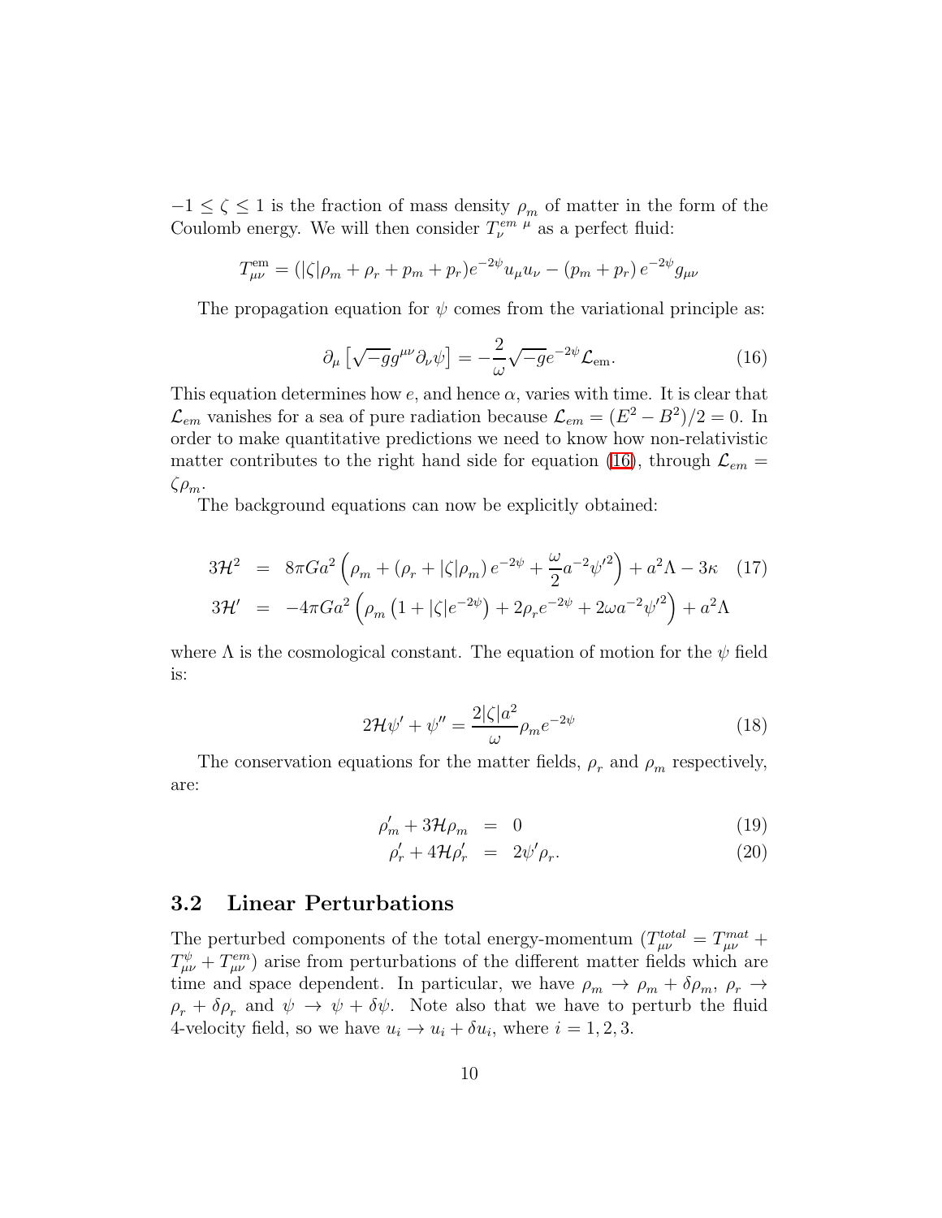$-1 \leq \zeta \leq 1$ is the fraction of mass density $\rho_m$ of matter in the form of the Coulomb energy. We will then consider $T_\nu^{em\ \mu}$ as a perfect fluid:

$$T^{\rm em}_{\mu\nu} = (|\zeta|\rho_m + \rho_r + p_m + p_r)e^{-2\psi}u_\mu u_\nu - (p_m + p_r)\, e^{-2\psi} g_{\mu\nu}$$

The propagation equation for $\psi$ comes from the variational principle as:

$$\partial_\mu \left[\sqrt{-g} g^{\mu\nu}\partial_\nu \psi\right] = -\frac{2}{\omega}\sqrt{-g}e^{-2\psi}\mathcal{L}_{\rm em}. \tag{16}$$

This equation determines how $e$, and hence $\alpha$, varies with time. It is clear that $\mathcal{L}_{em}$ vanishes for a sea of pure radiation because $\mathcal{L}_{em} = (E^2 - B^2)/2 = 0$. In order to make quantitative predictions we need to know how non-relativistic matter contributes to the right hand side for equation (16), through $\mathcal{L}_{em} = \zeta\rho_m$.

The background equations can now be explicitly obtained:

$$\begin{aligned}
3\mathcal{H}^2 &= 8\pi G a^2 \left(\rho_m + (\rho_r + |\zeta|\rho_m)\, e^{-2\psi} + \frac{\omega}{2}a^{-2}\psi'^2\right) + a^2\Lambda - 3\kappa \qquad (17)\\
3\mathcal{H}' &= -4\pi G a^2 \left(\rho_m \left(1 + |\zeta| e^{-2\psi}\right) + 2\rho_r e^{-2\psi} + 2\omega a^{-2}\psi'^2\right) + a^2\Lambda
\end{aligned}$$

where $\Lambda$ is the cosmological constant. The equation of motion for the $\psi$ field is:

$$2\mathcal{H}\psi' + \psi'' = \frac{2|\zeta|a^2}{\omega}\rho_m e^{-2\psi} \tag{18}$$

The conservation equations for the matter fields, $\rho_r$ and $\rho_m$ respectively, are:

$$\begin{aligned}
\rho_m' + 3\mathcal{H}\rho_m &= 0 \qquad (19)\\
\rho_r' + 4\mathcal{H}\rho_r' &= 2\psi'\rho_r. \qquad (20)
\end{aligned}$$

## 3.2 Linear Perturbations

The perturbed components of the total energy-momentum ($T^{total}_{\mu\nu} = T^{mat}_{\mu\nu} + T^{\psi}_{\mu\nu} + T^{em}_{\mu\nu}$) arise from perturbations of the different matter fields which are time and space dependent. In particular, we have $\rho_m \to \rho_m + \delta\rho_m$, $\rho_r \to \rho_r + \delta\rho_r$ and $\psi \to \psi + \delta\psi$. Note also that we have to perturb the fluid 4-velocity field, so we have $u_i \to u_i + \delta u_i$, where $i = 1, 2, 3$.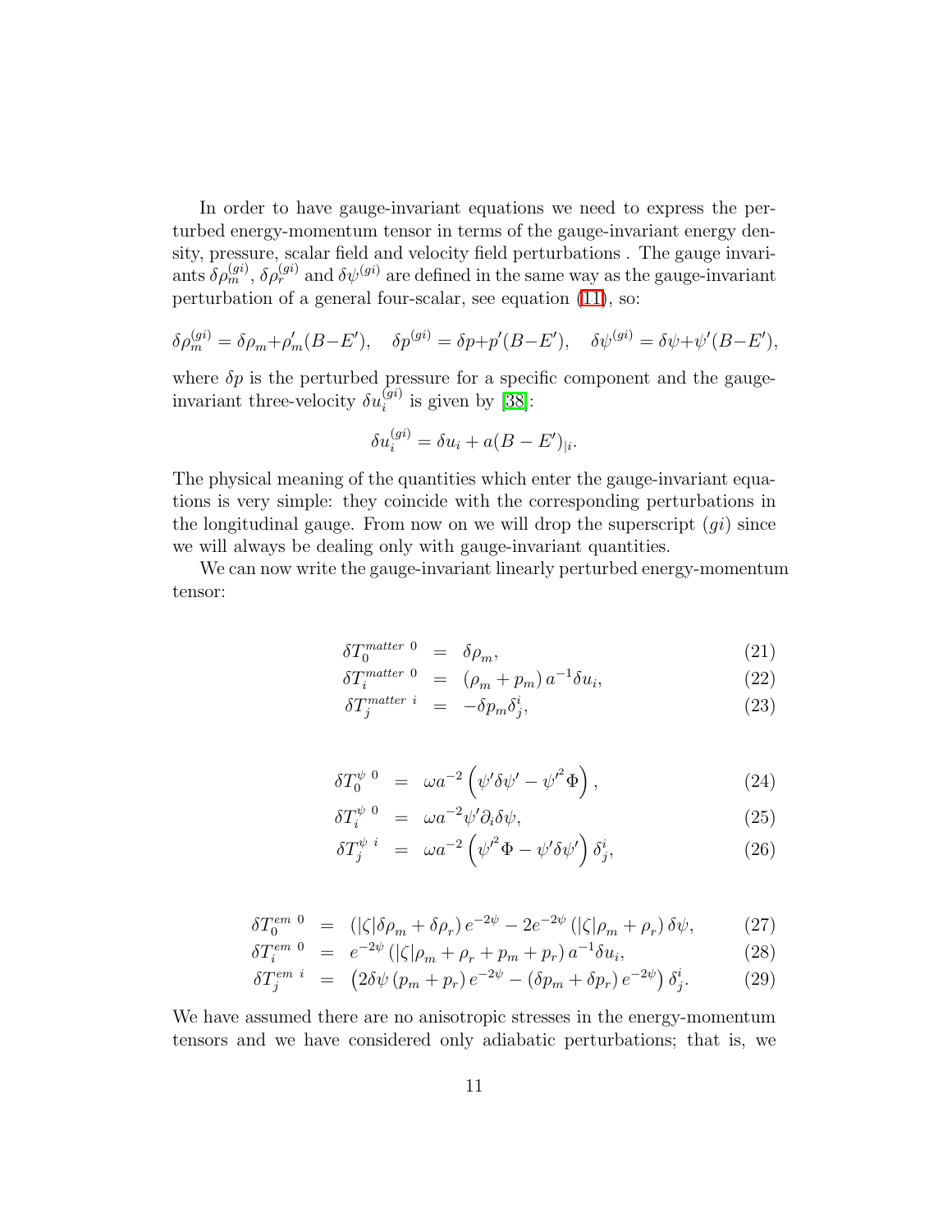In order to have gauge-invariant equations we need to express the perturbed energy-momentum tensor in terms of the gauge-invariant energy density, pressure, scalar field and velocity field perturbations . The gauge invariants $\delta\rho_m^{(gi)}$, $\delta\rho_r^{(gi)}$ and $\delta\psi^{(gi)}$ are defined in the same way as the gauge-invariant perturbation of a general four-scalar, see equation (11), so:

$$\delta\rho_m^{(gi)} = \delta\rho_m + \rho_m'(B - E'), \quad \delta p^{(gi)} = \delta p + p'(B - E'), \quad \delta\psi^{(gi)} = \delta\psi + \psi'(B - E'),$$

where $\delta p$ is the perturbed pressure for a specific component and the gauge-invariant three-velocity $\delta u_i^{(gi)}$ is given by [38]:

$$\delta u_i^{(gi)} = \delta u_i + a(B - E')_{|i}.$$

The physical meaning of the quantities which enter the gauge-invariant equations is very simple: they coincide with the corresponding perturbations in the longitudinal gauge. From now on we will drop the superscript $(gi)$ since we will always be dealing only with gauge-invariant quantities.

We can now write the gauge-invariant linearly perturbed energy-momentum tensor:

$$\delta T_0^{matter\ 0} = \delta\rho_m, \tag{21}$$

$$\delta T_i^{matter\ 0} = \left(\rho_m + p_m\right) a^{-1}\delta u_i, \tag{22}$$

$$\delta T_j^{matter\ i} = -\delta p_m \delta_j^i, \tag{23}$$

$$\delta T_0^{\psi\ 0} = \omega a^{-2}\left(\psi'\delta\psi' - \psi'^2\Phi\right), \tag{24}$$

$$\delta T_i^{\psi\ 0} = \omega a^{-2}\psi'\partial_i\delta\psi, \tag{25}$$

$$\delta T_j^{\psi\ i} = \omega a^{-2}\left(\psi'^2\Phi - \psi'\delta\psi'\right)\delta_j^i, \tag{26}$$

$$\delta T_0^{em\ 0} = \left(|\zeta|\delta\rho_m + \delta\rho_r\right)e^{-2\psi} - 2e^{-2\psi}\left(|\zeta|\rho_m + \rho_r\right)\delta\psi, \tag{27}$$

$$\delta T_i^{em\ 0} = e^{-2\psi}\left(|\zeta|\rho_m + \rho_r + p_m + p_r\right)a^{-1}\delta u_i, \tag{28}$$

$$\delta T_j^{em\ i} = \left(2\delta\psi\left(p_m + p_r\right)e^{-2\psi} - \left(\delta p_m + \delta p_r\right)e^{-2\psi}\right)\delta_j^i. \tag{29}$$

We have assumed there are no anisotropic stresses in the energy-momentum tensors and we have considered only adiabatic perturbations; that is, we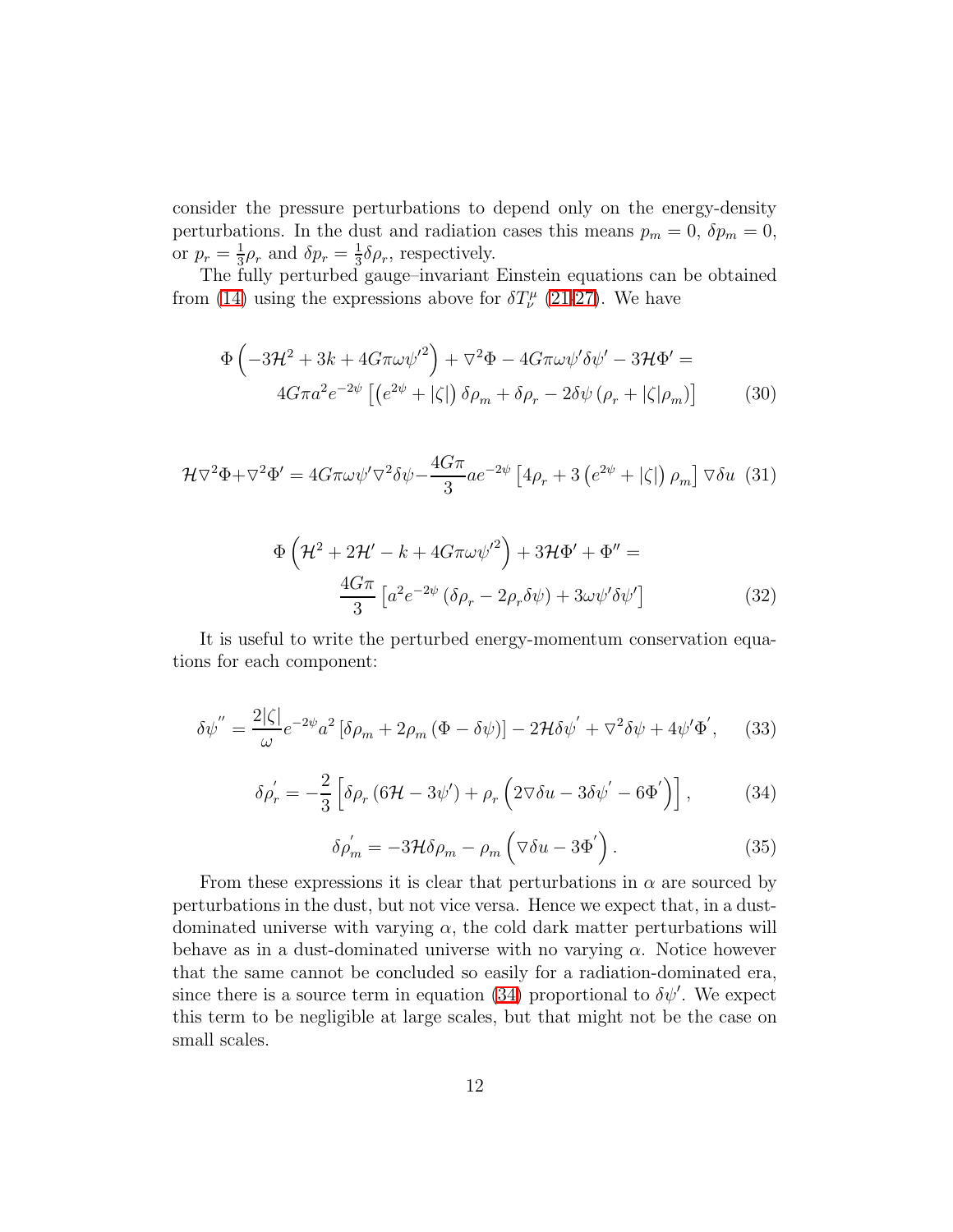consider the pressure perturbations to depend only on the energy-density perturbations. In the dust and radiation cases this means $p_m = 0$, $\delta p_m = 0$, or $p_r = \frac{1}{3}\rho_r$ and $\delta p_r = \frac{1}{3}\delta\rho_r$, respectively.

The fully perturbed gauge–invariant Einstein equations can be obtained from (14) using the expressions above for $\delta T^\mu_\nu$ (21-27). We have

$$\Phi\left(-3\mathcal{H}^2 + 3k + 4G\pi\omega\psi'^2\right) + \nabla^2\Phi - 4G\pi\omega\psi'\delta\psi' - 3\mathcal{H}\Phi' = 4G\pi a^2 e^{-2\psi}\left[\left(e^{2\psi} + |\zeta|\right)\delta\rho_m + \delta\rho_r - 2\delta\psi\left(\rho_r + |\zeta|\rho_m\right)\right] \tag{30}$$

$$\mathcal{H}\nabla^2\Phi + \nabla^2\Phi' = 4G\pi\omega\psi'\nabla^2\delta\psi - \frac{4G\pi}{3}ae^{-2\psi}\left[4\rho_r + 3\left(e^{2\psi} + |\zeta|\right)\rho_m\right]\nabla\delta u \tag{31}$$

$$\Phi\left(\mathcal{H}^2 + 2\mathcal{H}' - k + 4G\pi\omega\psi'^2\right) + 3\mathcal{H}\Phi' + \Phi'' = \frac{4G\pi}{3}\left[a^2 e^{-2\psi}\left(\delta\rho_r - 2\rho_r\delta\psi\right) + 3\omega\psi'\delta\psi'\right] \tag{32}$$

It is useful to write the perturbed energy-momentum conservation equations for each component:

$$\delta\psi'' = \frac{2|\zeta|}{\omega}e^{-2\psi}a^2\left[\delta\rho_m + 2\rho_m\left(\Phi - \delta\psi\right)\right] - 2\mathcal{H}\delta\psi' + \nabla^2\delta\psi + 4\psi'\Phi', \tag{33}$$

$$\delta\rho_r' = -\frac{2}{3}\left[\delta\rho_r\left(6\mathcal{H} - 3\psi'\right) + \rho_r\left(2\nabla\delta u - 3\delta\psi' - 6\Phi'\right)\right], \tag{34}$$

$$\delta\rho_m' = -3\mathcal{H}\delta\rho_m - \rho_m\left(\nabla\delta u - 3\Phi'\right). \tag{35}$$

From these expressions it is clear that perturbations in $\alpha$ are sourced by perturbations in the dust, but not vice versa. Hence we expect that, in a dust-dominated universe with varying $\alpha$, the cold dark matter perturbations will behave as in a dust-dominated universe with no varying $\alpha$. Notice however that the same cannot be concluded so easily for a radiation-dominated era, since there is a source term in equation (34) proportional to $\delta\psi'$. We expect this term to be negligible at large scales, but that might not be the case on small scales.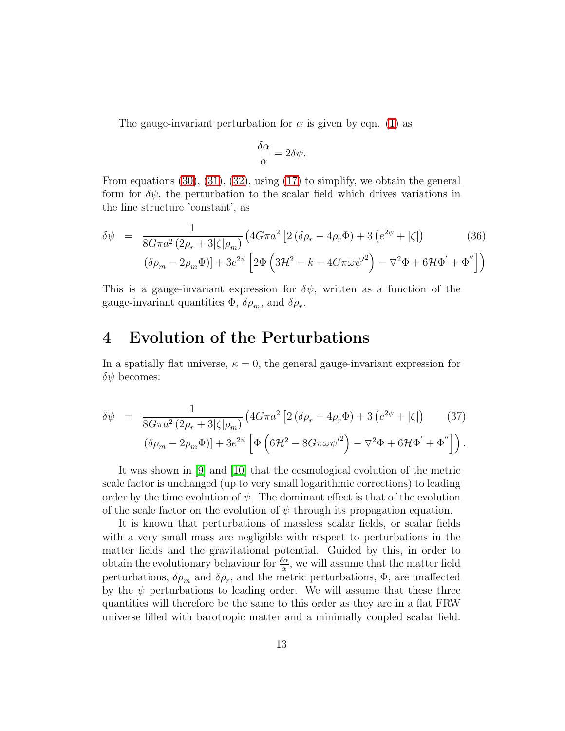The gauge-invariant perturbation for $\alpha$ is given by eqn. (1) as

$$\frac{\delta\alpha}{\alpha} = 2\delta\psi.$$

From equations (30), (31), (32), using (17) to simplify, we obtain the general form for $\delta\psi$, the perturbation to the scalar field which drives variations in the fine structure 'constant', as

$$\delta\psi = \frac{1}{8G\pi a^2\left(2\rho_r + 3|\zeta|\rho_m\right)}\Big(4G\pi a^2\left[2\left(\delta\rho_r - 4\rho_r\Phi\right) + 3\left(e^{2\psi} + |\zeta|\right)\right. \qquad (36)$$
$$\left.\left(\delta\rho_m - 2\rho_m\Phi\right)\right] + 3e^{2\psi}\left[2\Phi\left(3\mathcal{H}^2 - k - 4G\pi\omega\psi'^2\right) - \nabla^2\Phi + 6\mathcal{H}\Phi' + \Phi''\right]\Big)$$

This is a gauge-invariant expression for $\delta\psi$, written as a function of the gauge-invariant quantities $\Phi$, $\delta\rho_m$, and $\delta\rho_r$.

# 4 Evolution of the Perturbations

In a spatially flat universe, $\kappa = 0$, the general gauge-invariant expression for $\delta\psi$ becomes:

$$\delta\psi = \frac{1}{8G\pi a^2\left(2\rho_r + 3|\zeta|\rho_m\right)}\Big(4G\pi a^2\left[2\left(\delta\rho_r - 4\rho_r\Phi\right) + 3\left(e^{2\psi} + |\zeta|\right)\right. \qquad (37)$$
$$\left.\left(\delta\rho_m - 2\rho_m\Phi\right)\right] + 3e^{2\psi}\left[\Phi\left(6\mathcal{H}^2 - 8G\pi\omega\psi'^2\right) - \nabla^2\Phi + 6\mathcal{H}\Phi' + \Phi''\right]\Big).$$

It was shown in [9] and [10] that the cosmological evolution of the metric scale factor is unchanged (up to very small logarithmic corrections) to leading order by the time evolution of $\psi$. The dominant effect is that of the evolution of the scale factor on the evolution of $\psi$ through its propagation equation.

It is known that perturbations of massless scalar fields, or scalar fields with a very small mass are negligible with respect to perturbations in the matter fields and the gravitational potential. Guided by this, in order to obtain the evolutionary behaviour for $\frac{\delta\alpha}{\alpha}$, we will assume that the matter field perturbations, $\delta\rho_m$ and $\delta\rho_r$, and the metric perturbations, $\Phi$, are unaffected by the $\psi$ perturbations to leading order. We will assume that these three quantities will therefore be the same to this order as they are in a flat FRW universe filled with barotropic matter and a minimally coupled scalar field.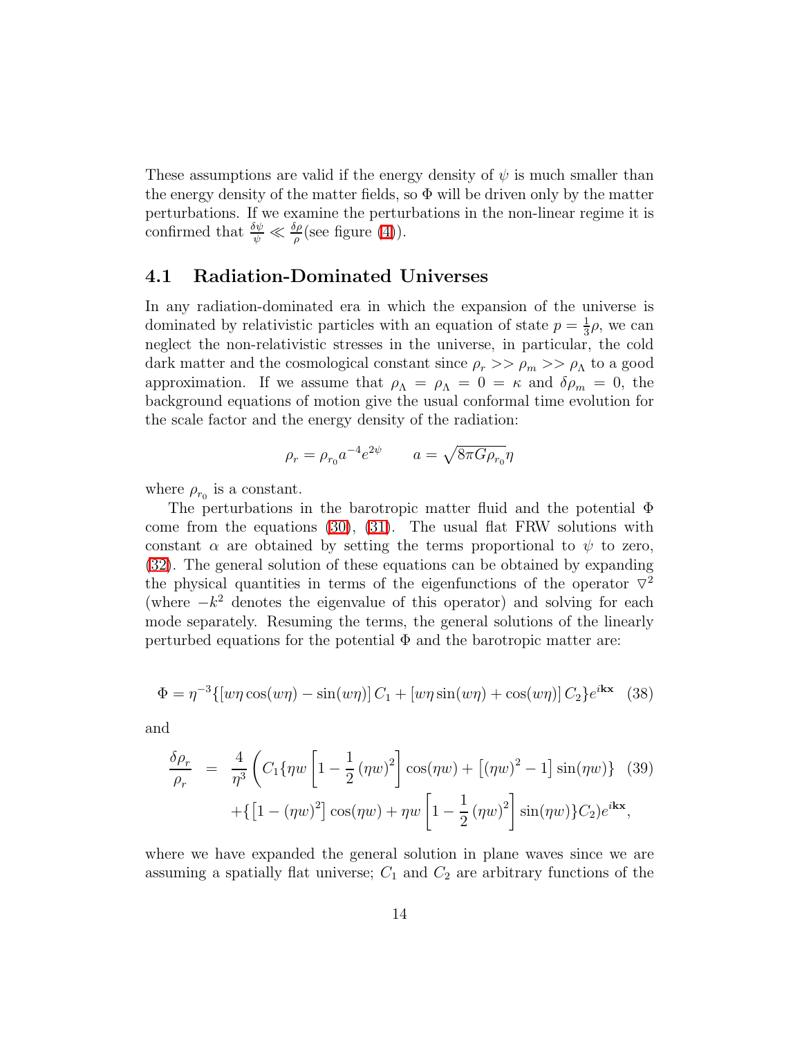These assumptions are valid if the energy density of $\psi$ is much smaller than the energy density of the matter fields, so $\Phi$ will be driven only by the matter perturbations. If we examine the perturbations in the non-linear regime it is confirmed that $\frac{\delta\psi}{\psi} \ll \frac{\delta\rho}{\rho}$(see figure (4)).

## 4.1 Radiation-Dominated Universes

In any radiation-dominated era in which the expansion of the universe is dominated by relativistic particles with an equation of state $p = \frac{1}{3}\rho$, we can neglect the non-relativistic stresses in the universe, in particular, the cold dark matter and the cosmological constant since $\rho_r >> \rho_m >> \rho_\Lambda$ to a good approximation. If we assume that $\rho_\Lambda = \rho_\Lambda = 0 = \kappa$ and $\delta\rho_m = 0$, the background equations of motion give the usual conformal time evolution for the scale factor and the energy density of the radiation:

$$\rho_r = \rho_{r_0} a^{-4} e^{2\psi} \qquad a = \sqrt{8\pi G \rho_{r_0}}\eta$$

where $\rho_{r_0}$ is a constant.

The perturbations in the barotropic matter fluid and the potential $\Phi$ come from the equations (30), (31). The usual flat FRW solutions with constant $\alpha$ are obtained by setting the terms proportional to $\psi$ to zero, (32). The general solution of these equations can be obtained by expanding the physical quantities in terms of the eigenfunctions of the operator $\nabla^2$ (where $-k^2$ denotes the eigenvalue of this operator) and solving for each mode separately. Resuming the terms, the general solutions of the linearly perturbed equations for the potential $\Phi$ and the barotropic matter are:

$$\Phi = \eta^{-3}\{[w\eta\cos(w\eta) - \sin(w\eta)]\,C_1 + [w\eta\sin(w\eta) + \cos(w\eta)]\,C_2\}e^{i\mathbf{kx}} \quad (38)$$

and

$$\begin{aligned}\frac{\delta\rho_r}{\rho_r} &= \frac{4}{\eta^3}\left(C_1\{\eta w\left[1 - \frac{1}{2}(\eta w)^2\right]\cos(\eta w) + \left[(\eta w)^2 - 1\right]\sin(\eta w)\}\right. \quad (39)\\ &\quad \left.+\{\left[1 - (\eta w)^2\right]\cos(\eta w) + \eta w\left[1 - \frac{1}{2}(\eta w)^2\right]\sin(\eta w)\}C_2\right)e^{i\mathbf{kx}},\end{aligned}$$

where we have expanded the general solution in plane waves since we are assuming a spatially flat universe; $C_1$ and $C_2$ are arbitrary functions of the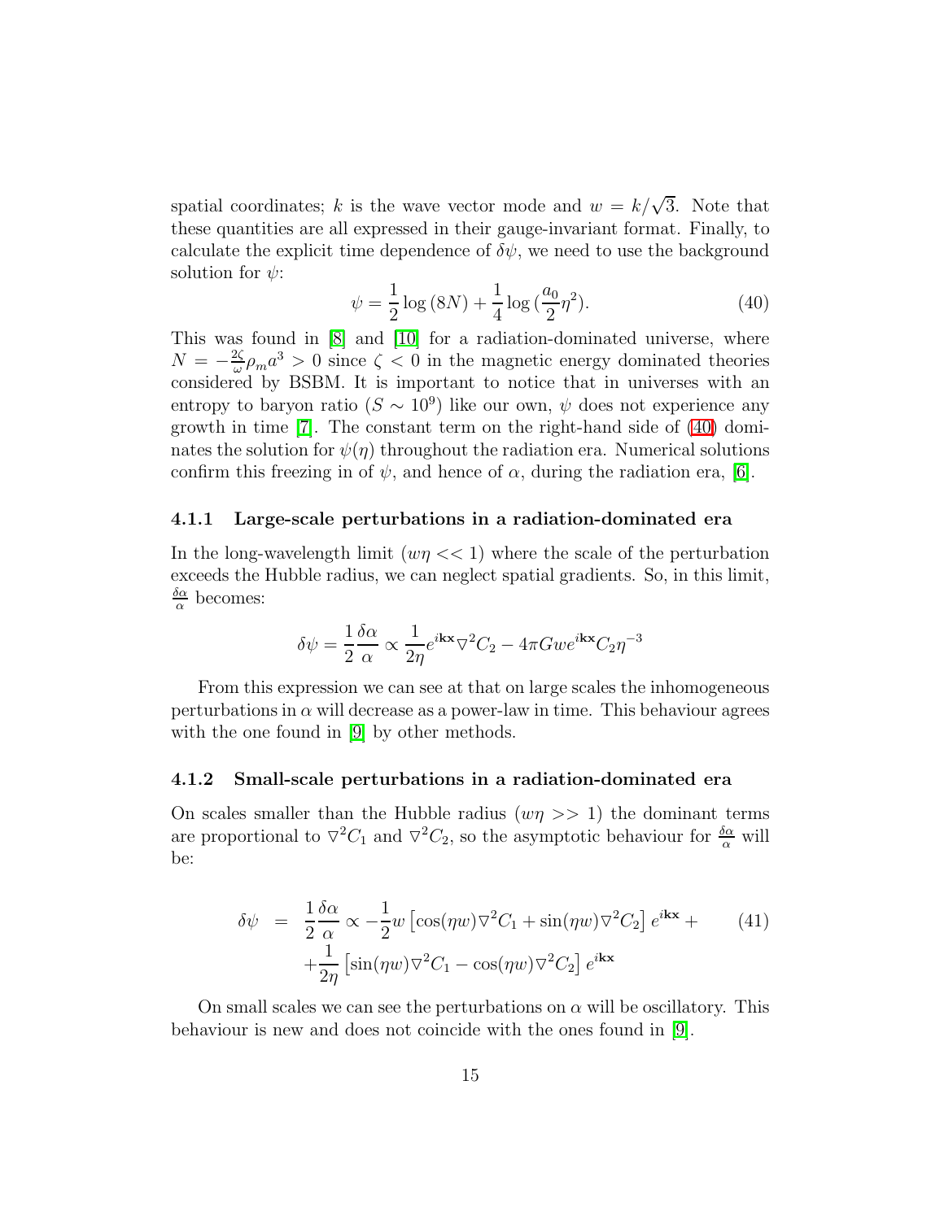spatial coordinates; $k$ is the wave vector mode and $w = k/\sqrt{3}$. Note that these quantities are all expressed in their gauge-invariant format. Finally, to calculate the explicit time dependence of $\delta\psi$, we need to use the background solution for $\psi$:

$$\psi = \frac{1}{2}\log{(8N)} + \frac{1}{4}\log{(\frac{a_0}{2}\eta^2)}. \tag{40}$$

This was found in [8] and [10] for a radiation-dominated universe, where $N = -\frac{2\zeta}{\omega}\rho_m a^3 > 0$ since $\zeta < 0$ in the magnetic energy dominated theories considered by BSBM. It is important to notice that in universes with an entropy to baryon ratio ($S \sim 10^9$) like our own, $\psi$ does not experience any growth in time [7]. The constant term on the right-hand side of (40) dominates the solution for $\psi(\eta)$ throughout the radiation era. Numerical solutions confirm this freezing in of $\psi$, and hence of $\alpha$, during the radiation era, [6].

### 4.1.1 Large-scale perturbations in a radiation-dominated era

In the long-wavelength limit ($w\eta << 1$) where the scale of the perturbation exceeds the Hubble radius, we can neglect spatial gradients. So, in this limit, $\frac{\delta\alpha}{\alpha}$ becomes:

$$\delta\psi = \frac{1}{2}\frac{\delta\alpha}{\alpha} \propto \frac{1}{2\eta}e^{i\mathbf{kx}}\nabla^2 C_2 - 4\pi G w e^{i\mathbf{kx}} C_2 \eta^{-3}$$

From this expression we can see at that on large scales the inhomogeneous perturbations in $\alpha$ will decrease as a power-law in time. This behaviour agrees with the one found in [9] by other methods.

### 4.1.2 Small-scale perturbations in a radiation-dominated era

On scales smaller than the Hubble radius ($w\eta >> 1$) the dominant terms are proportional to $\nabla^2 C_1$ and $\nabla^2 C_2$, so the asymptotic behaviour for $\frac{\delta\alpha}{\alpha}$ will be:

$$\begin{aligned}
\delta\psi &= \frac{1}{2}\frac{\delta\alpha}{\alpha} \propto -\frac{1}{2}w\left[\cos(\eta w)\nabla^2 C_1 + \sin(\eta w)\nabla^2 C_2\right]e^{i\mathbf{kx}} + \\
&\quad + \frac{1}{2\eta}\left[\sin(\eta w)\nabla^2 C_1 - \cos(\eta w)\nabla^2 C_2\right]e^{i\mathbf{kx}}
\end{aligned} \tag{41}$$

On small scales we can see the perturbations on $\alpha$ will be oscillatory. This behaviour is new and does not coincide with the ones found in [9].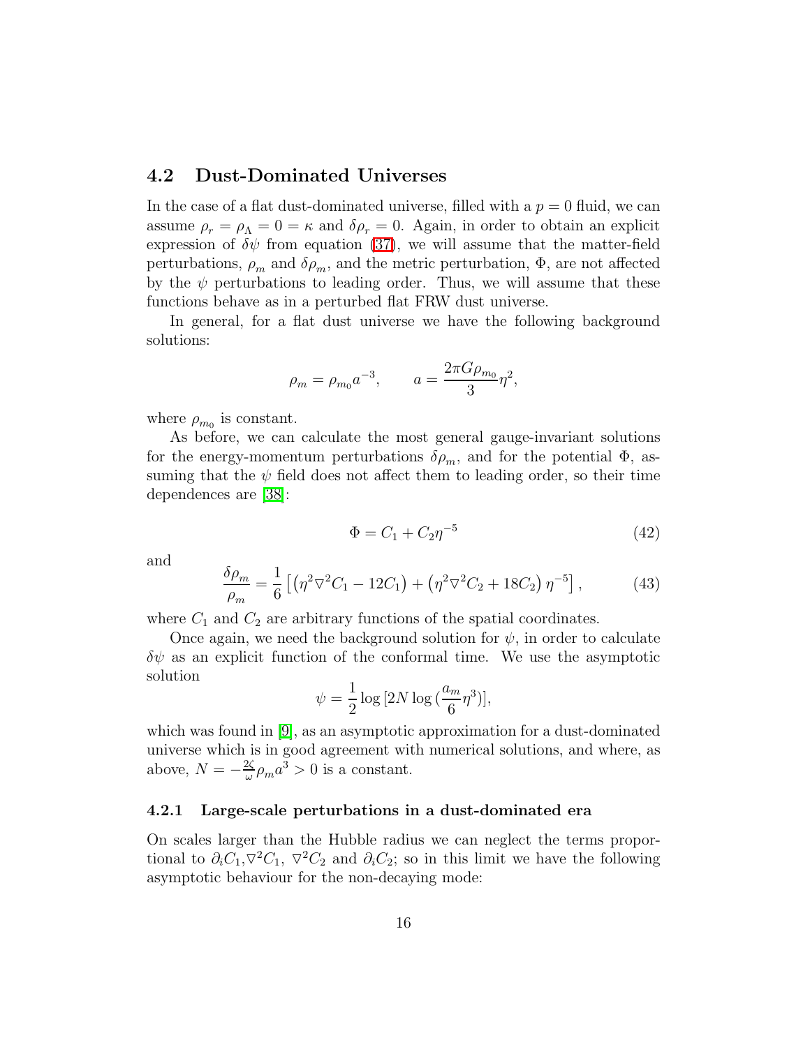### 4.2 Dust-Dominated Universes

In the case of a flat dust-dominated universe, filled with a $p = 0$ fluid, we can assume $\rho_r = \rho_\Lambda = 0 = \kappa$ and $\delta\rho_r = 0$. Again, in order to obtain an explicit expression of $\delta\psi$ from equation (37), we will assume that the matter-field perturbations, $\rho_m$ and $\delta\rho_m$, and the metric perturbation, $\Phi$, are not affected by the $\psi$ perturbations to leading order. Thus, we will assume that these functions behave as in a perturbed flat FRW dust universe.

In general, for a flat dust universe we have the following background solutions:

$$\rho_m = \rho_{m_0} a^{-3}, \qquad a = \frac{2\pi G \rho_{m_0}}{3}\eta^2,$$

where $\rho_{m_0}$ is constant.

As before, we can calculate the most general gauge-invariant solutions for the energy-momentum perturbations $\delta\rho_m$, and for the potential $\Phi$, assuming that the $\psi$ field does not affect them to leading order, so their time dependences are [38]:

$$\Phi = C_1 + C_2\eta^{-5} \tag{42}$$

and

$$\frac{\delta\rho_m}{\rho_m} = \frac{1}{6}\left[\left(\eta^2\nabla^2 C_1 - 12C_1\right) + \left(\eta^2\nabla^2 C_2 + 18C_2\right)\eta^{-5}\right], \tag{43}$$

where $C_1$ and $C_2$ are arbitrary functions of the spatial coordinates.

Once again, we need the background solution for $\psi$, in order to calculate $\delta\psi$ as an explicit function of the conformal time. We use the asymptotic solution

$$\psi = \frac{1}{2}\log\left[2N\log\left(\frac{a_m}{6}\eta^3\right)\right],$$

which was found in [9], as an asymptotic approximation for a dust-dominated universe which is in good agreement with numerical solutions, and where, as above, $N = -\frac{2\varsigma}{\omega}\rho_m a^3 > 0$ is a constant.

#### 4.2.1 Large-scale perturbations in a dust-dominated era

On scales larger than the Hubble radius we can neglect the terms proportional to $\partial_i C_1$, $\nabla^2 C_1$, $\nabla^2 C_2$ and $\partial_i C_2$; so in this limit we have the following asymptotic behaviour for the non-decaying mode: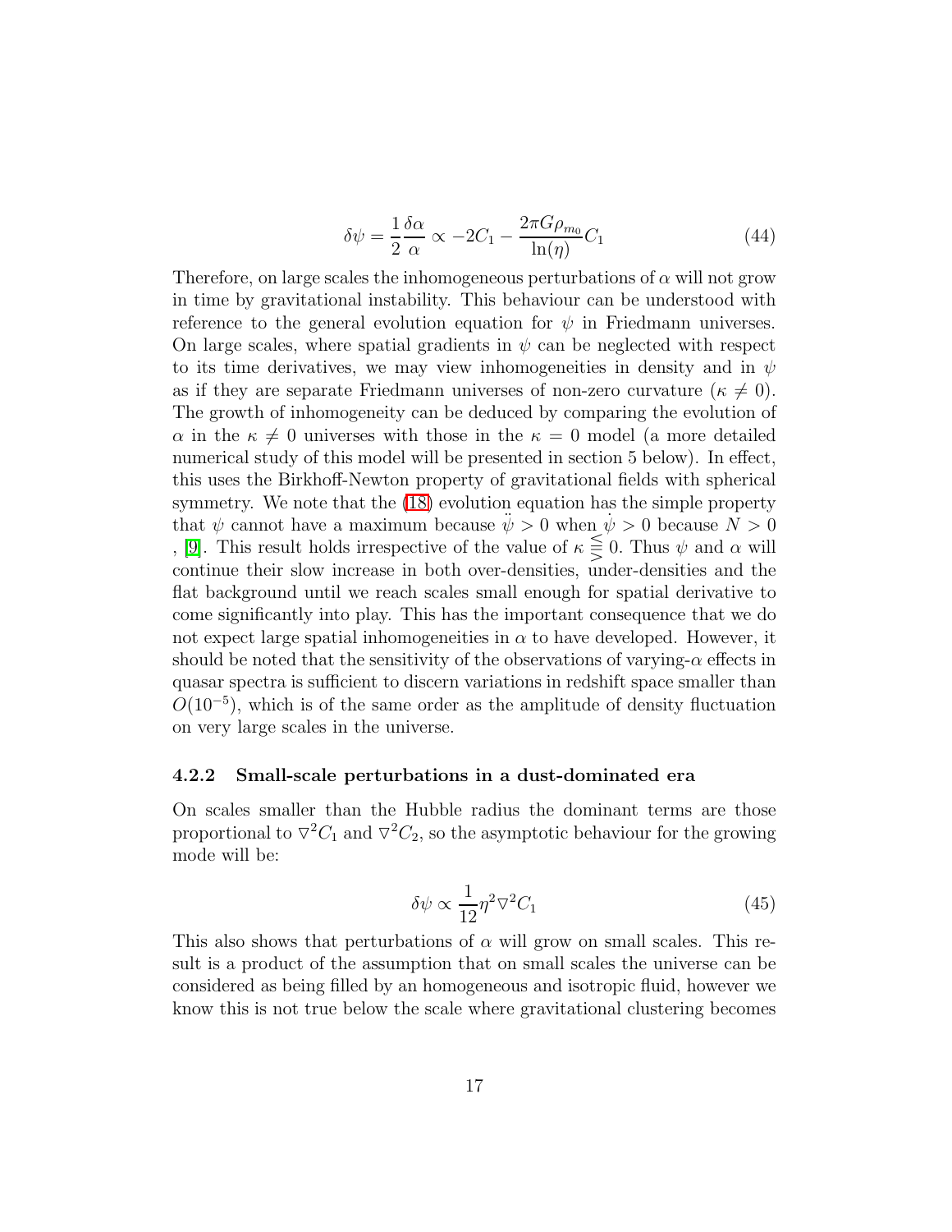$$\delta\psi = \frac{1}{2}\frac{\delta\alpha}{\alpha} \propto -2C_1 - \frac{2\pi G\rho_{m_0}}{\ln(\eta)}C_1 \tag{44}$$

Therefore, on large scales the inhomogeneous perturbations of $\alpha$ will not grow in time by gravitational instability. This behaviour can be understood with reference to the general evolution equation for $\psi$ in Friedmann universes. On large scales, where spatial gradients in $\psi$ can be neglected with respect to its time derivatives, we may view inhomogeneities in density and in $\psi$ as if they are separate Friedmann universes of non-zero curvature ($\kappa \neq 0$). The growth of inhomogeneity can be deduced by comparing the evolution of $\alpha$ in the $\kappa \neq 0$ universes with those in the $\kappa = 0$ model (a more detailed numerical study of this model will be presented in section 5 below). In effect, this uses the Birkhoff-Newton property of gravitational fields with spherical symmetry. We note that the (18) evolution equation has the simple property that $\psi$ cannot have a maximum because $\ddot{\psi} > 0$ when $\dot{\psi} > 0$ because $N > 0$ , [9]. This result holds irrespective of the value of $\kappa \lesseqqgtr 0$. Thus $\psi$ and $\alpha$ will continue their slow increase in both over-densities, under-densities and the flat background until we reach scales small enough for spatial derivative to come significantly into play. This has the important consequence that we do not expect large spatial inhomogeneities in $\alpha$ to have developed. However, it should be noted that the sensitivity of the observations of varying-$\alpha$ effects in quasar spectra is sufficient to discern variations in redshift space smaller than $O(10^{-5})$, which is of the same order as the amplitude of density fluctuation on very large scales in the universe.

#### 4.2.2 Small-scale perturbations in a dust-dominated era

On scales smaller than the Hubble radius the dominant terms are those proportional to $\nabla^2 C_1$ and $\nabla^2 C_2$, so the asymptotic behaviour for the growing mode will be:

$$\delta\psi \propto \frac{1}{12}\eta^2 \nabla^2 C_1 \tag{45}$$

This also shows that perturbations of $\alpha$ will grow on small scales. This result is a product of the assumption that on small scales the universe can be considered as being filled by an homogeneous and isotropic fluid, however we know this is not true below the scale where gravitational clustering becomes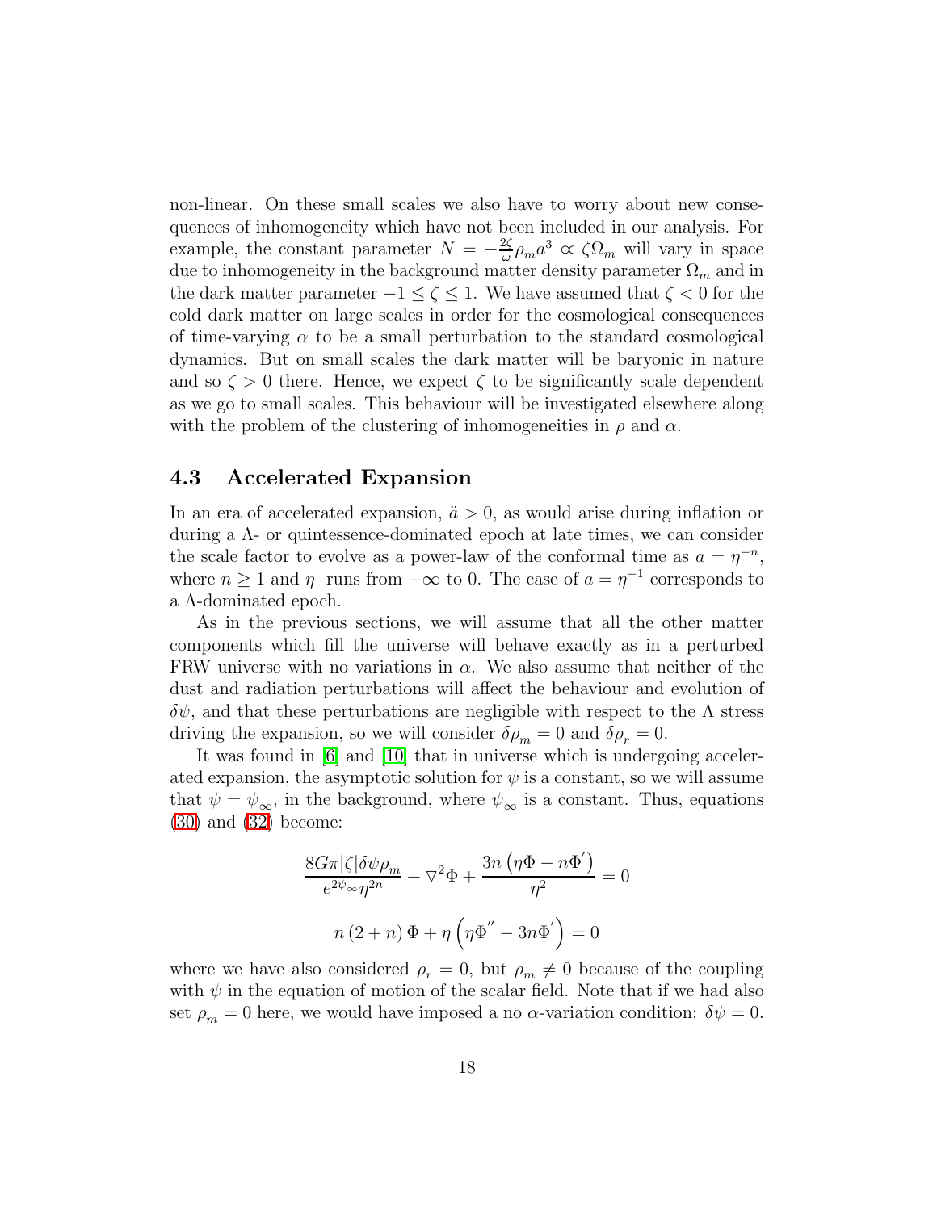non-linear. On these small scales we also have to worry about new consequences of inhomogeneity which have not been included in our analysis. For example, the constant parameter $N = -\frac{2\zeta}{\omega}\rho_m a^3 \propto \zeta\Omega_m$ will vary in space due to inhomogeneity in the background matter density parameter $\Omega_m$ and in the dark matter parameter $-1 \leq \zeta \leq 1$. We have assumed that $\zeta < 0$ for the cold dark matter on large scales in order for the cosmological consequences of time-varying $\alpha$ to be a small perturbation to the standard cosmological dynamics. But on small scales the dark matter will be baryonic in nature and so $\zeta > 0$ there. Hence, we expect $\zeta$ to be significantly scale dependent as we go to small scales. This behaviour will be investigated elsewhere along with the problem of the clustering of inhomogeneities in $\rho$ and $\alpha$.

### 4.3 Accelerated Expansion

In an era of accelerated expansion, $\ddot{a} > 0$, as would arise during inflation or during a $\Lambda$- or quintessence-dominated epoch at late times, we can consider the scale factor to evolve as a power-law of the conformal time as $a = \eta^{-n}$, where $n \geq 1$ and $\eta$ runs from $-\infty$ to 0. The case of $a = \eta^{-1}$ corresponds to a $\Lambda$-dominated epoch.

As in the previous sections, we will assume that all the other matter components which fill the universe will behave exactly as in a perturbed FRW universe with no variations in $\alpha$. We also assume that neither of the dust and radiation perturbations will affect the behaviour and evolution of $\delta\psi$, and that these perturbations are negligible with respect to the $\Lambda$ stress driving the expansion, so we will consider $\delta\rho_m = 0$ and $\delta\rho_r = 0$.

It was found in [6] and [10] that in universe which is undergoing accelerated expansion, the asymptotic solution for $\psi$ is a constant, so we will assume that $\psi = \psi_\infty$, in the background, where $\psi_\infty$ is a constant. Thus, equations (30) and (32) become:

$$\frac{8G\pi|\zeta|\delta\psi\rho_m}{e^{2\psi_\infty}\eta^{2n}} + \nabla^2\Phi + \frac{3n\left(\eta\Phi - n\Phi'\right)}{\eta^2} = 0$$

$$n\left(2+n\right)\Phi + \eta\left(\eta\Phi'' - 3n\Phi'\right) = 0$$

where we have also considered $\rho_r = 0$, but $\rho_m \neq 0$ because of the coupling with $\psi$ in the equation of motion of the scalar field. Note that if we had also set $\rho_m = 0$ here, we would have imposed a no $\alpha$-variation condition: $\delta\psi = 0$.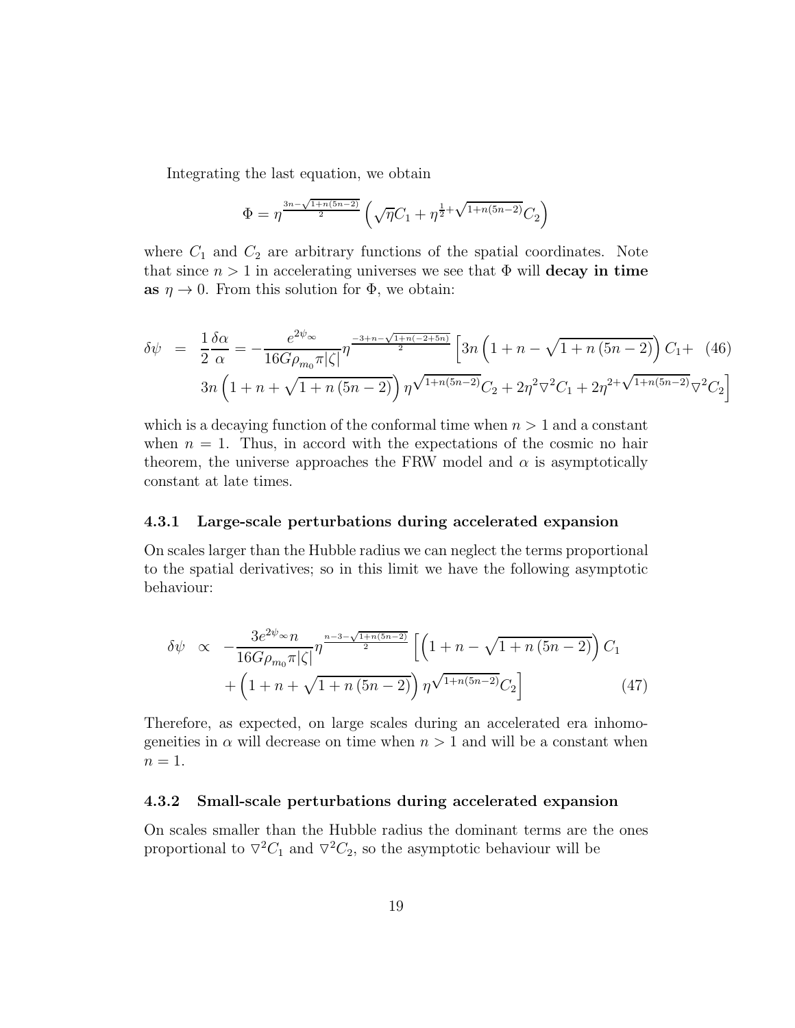Integrating the last equation, we obtain

$$\Phi = \eta^{\frac{3n-\sqrt{1+n(5n-2)}}{2}} \left( \sqrt{\eta} C_1 + \eta^{\frac{1}{2}+\sqrt{1+n(5n-2)}} C_2 \right)$$

where $C_1$ and $C_2$ are arbitrary functions of the spatial coordinates. Note that since $n > 1$ in accelerating universes we see that $\Phi$ will **decay in time as** $\eta \to 0$. From this solution for $\Phi$, we obtain:

$$\begin{aligned} \delta\psi &= \frac{1}{2}\frac{\delta\alpha}{\alpha} = -\frac{e^{2\psi_\infty}}{16G\rho_{m_0}\pi|\zeta|}\eta^{\frac{-3+n-\sqrt{1+n(-2+5n)}}{2}} \Big[ 3n\left(1+n-\sqrt{1+n\,(5n-2)}\right)C_1 + \\ & 3n\left(1+n+\sqrt{1+n\,(5n-2)}\right)\eta^{\sqrt{1+n(5n-2)}}C_2 + 2\eta^2\nabla^2 C_1 + 2\eta^{2+\sqrt{1+n(5n-2)}}\nabla^2 C_2 \Big] \end{aligned} \tag{46}$$

which is a decaying function of the conformal time when $n > 1$ and a constant when $n = 1$. Thus, in accord with the expectations of the cosmic no hair theorem, the universe approaches the FRW model and $\alpha$ is asymptotically constant at late times.

### 4.3.1 Large-scale perturbations during accelerated expansion

On scales larger than the Hubble radius we can neglect the terms proportional to the spatial derivatives; so in this limit we have the following asymptotic behaviour:

$$\begin{aligned} \delta\psi &\propto -\frac{3e^{2\psi_\infty}n}{16G\rho_{m_0}\pi|\zeta|}\eta^{\frac{n-3-\sqrt{1+n(5n-2)}}{2}} \Big[ \left(1+n-\sqrt{1+n\,(5n-2)}\right)C_1 \\ & + \left(1+n+\sqrt{1+n\,(5n-2)}\right)\eta^{\sqrt{1+n(5n-2)}}C_2 \Big] \end{aligned} \tag{47}$$

Therefore, as expected, on large scales during an accelerated era inhomogeneities in $\alpha$ will decrease on time when $n > 1$ and will be a constant when $n = 1$.

### 4.3.2 Small-scale perturbations during accelerated expansion

On scales smaller than the Hubble radius the dominant terms are the ones proportional to $\nabla^2 C_1$ and $\nabla^2 C_2$, so the asymptotic behaviour will be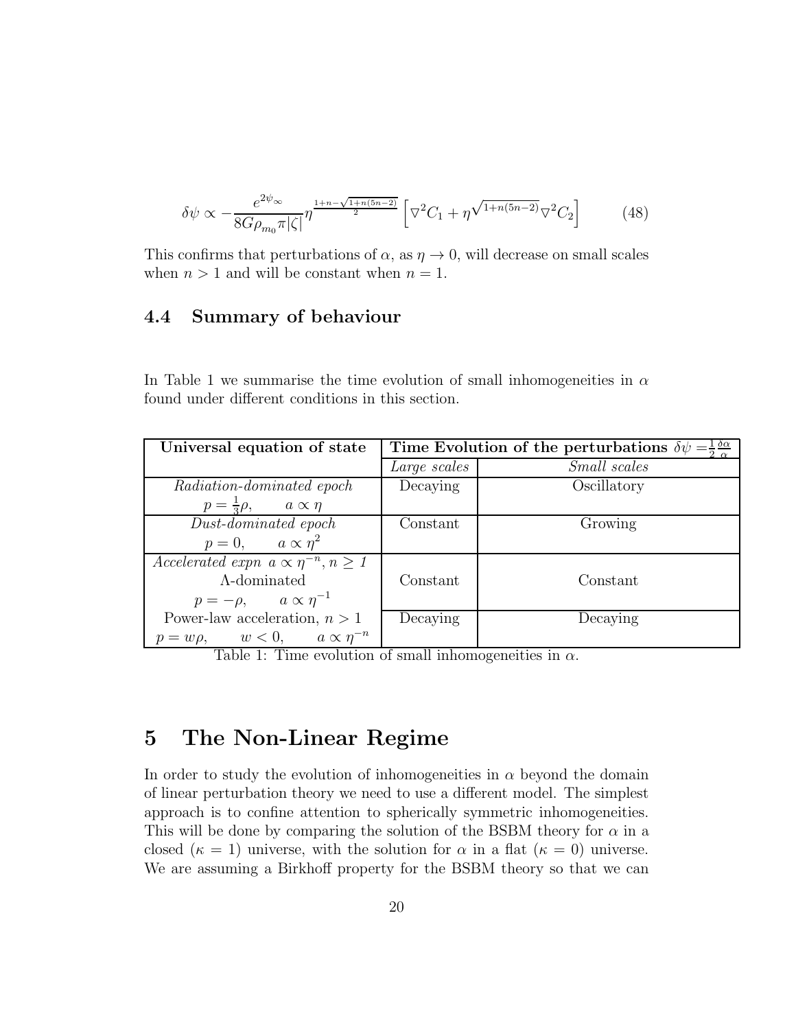$$\delta\psi \propto -\frac{e^{2\psi_\infty}}{8G\rho_{m_0}\pi|\zeta|}\eta^{\frac{1+n-\sqrt{1+n(5n-2)}}{2}}\left[\nabla^2 C_1 + \eta^{\sqrt{1+n(5n-2)}}\nabla^2 C_2\right] \tag{48}$$

This confirms that perturbations of $\alpha$, as $\eta \to 0$, will decrease on small scales when $n > 1$ and will be constant when $n = 1$.

### 4.4 Summary of behaviour

In Table 1 we summarise the time evolution of small inhomogeneities in $\alpha$ found under different conditions in this section.

| **Universal equation of state** | **Time Evolution of the perturbations $\delta\psi = \frac{1}{2}\frac{\delta\alpha}{\alpha}$** | |
|---|---|---|
| | *Large scales* | *Small scales* |
| *Radiation-dominated epoch* $p = \frac{1}{3}\rho, \quad a \propto \eta$ | Decaying | Oscillatory |
| *Dust-dominated epoch* $p = 0, \quad a \propto \eta^2$ | Constant | Growing |
| *Accelerated expn* $a \propto \eta^{-n}, n \geq 1$ Λ-dominated $p = -\rho, \quad a \propto \eta^{-1}$ | Constant | Constant |
| Power-law acceleration, $n > 1$ $p = w\rho, \quad w < 0, \quad a \propto \eta^{-n}$ | Decaying | Decaying |

Table 1: Time evolution of small inhomogeneities in $\alpha$.

## 5 The Non-Linear Regime

In order to study the evolution of inhomogeneities in $\alpha$ beyond the domain of linear perturbation theory we need to use a different model. The simplest approach is to confine attention to spherically symmetric inhomogeneities. This will be done by comparing the solution of the BSBM theory for $\alpha$ in a closed ($\kappa = 1$) universe, with the solution for $\alpha$ in a flat ($\kappa = 0$) universe. We are assuming a Birkhoff property for the BSBM theory so that we can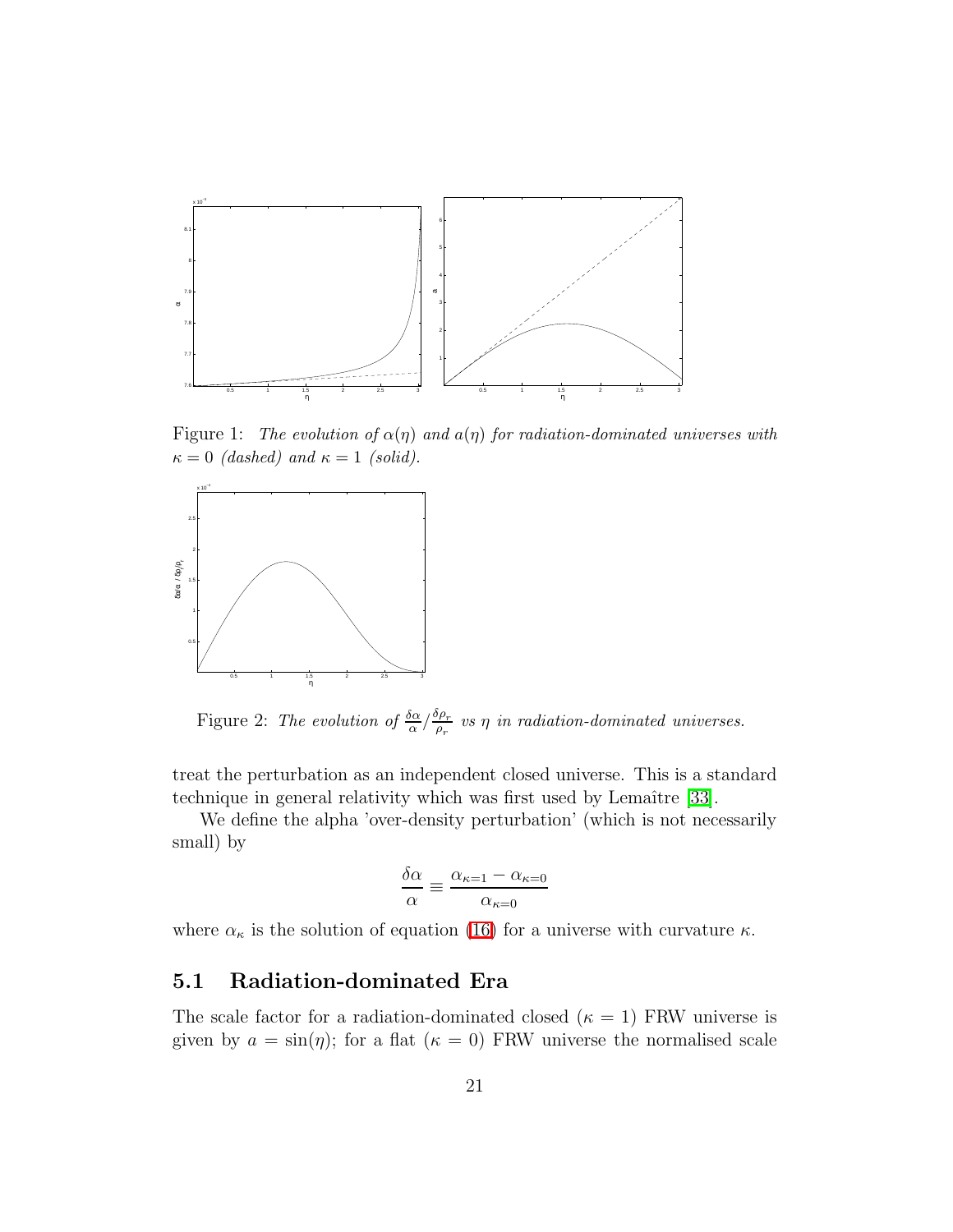Figure 1: *The evolution of $\alpha(\eta)$ and $a(\eta)$ for radiation-dominated universes with $\kappa = 0$ (dashed) and $\kappa = 1$ (solid).*

Figure 2: *The evolution of $\frac{\delta\alpha}{\alpha} / \frac{\delta\rho_r}{\rho_r}$ vs $\eta$ in radiation-dominated universes.*

treat the perturbation as an independent closed universe. This is a standard technique in general relativity which was first used by Lemaître [33].

We define the alpha 'over-density perturbation' (which is not necessarily small) by

$$\frac{\delta\alpha}{\alpha} \equiv \frac{\alpha_{\kappa=1} - \alpha_{\kappa=0}}{\alpha_{\kappa=0}}$$

where $\alpha_\kappa$ is the solution of equation (16) for a universe with curvature $\kappa$.

## 5.1 Radiation-dominated Era

The scale factor for a radiation-dominated closed ($\kappa = 1$) FRW universe is given by $a = \sin(\eta)$; for a flat ($\kappa = 0$) FRW universe the normalised scale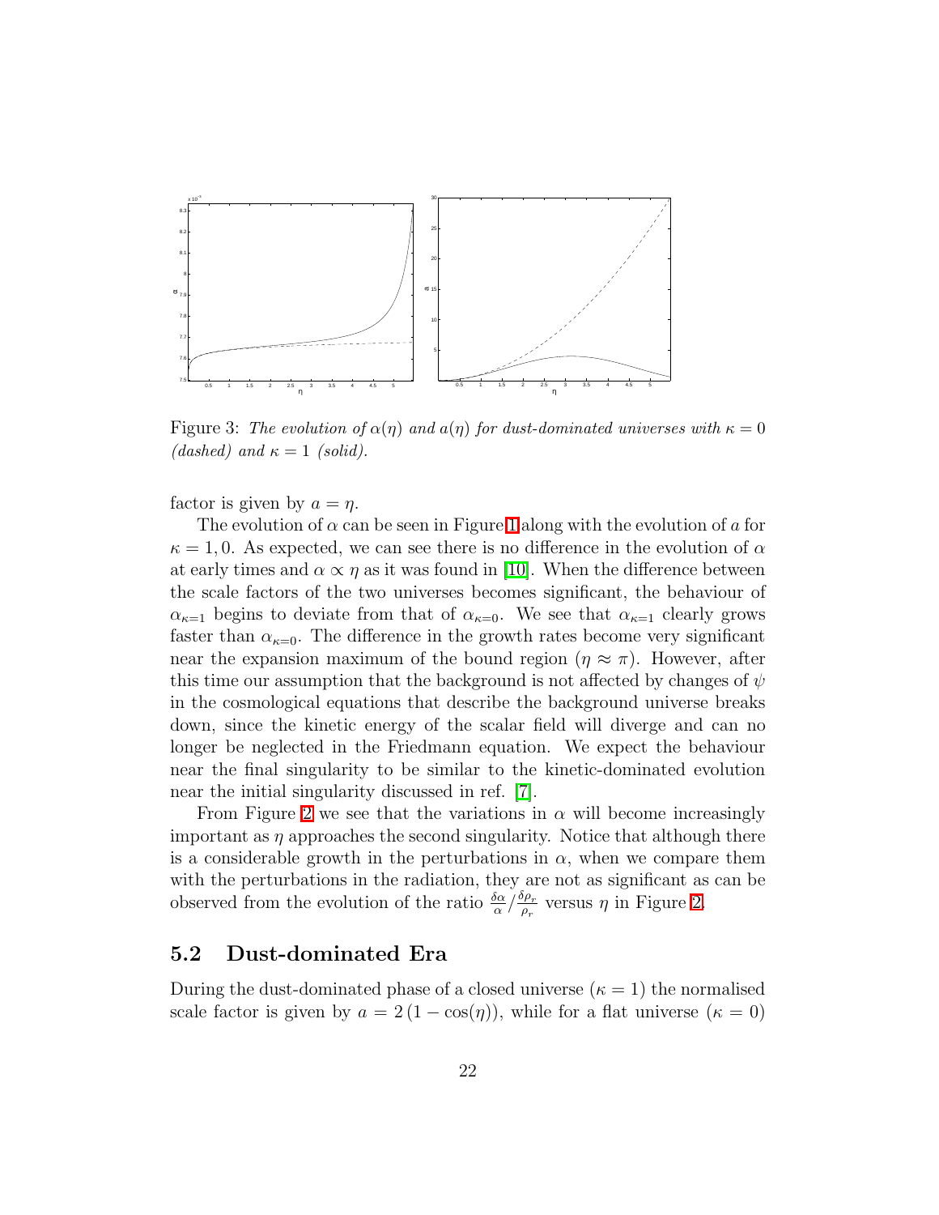Figure 3: *The evolution of $\alpha(\eta)$ and $a(\eta)$ for dust-dominated universes with $\kappa = 0$ (dashed) and $\kappa = 1$ (solid).*

factor is given by $a = \eta$.

The evolution of $\alpha$ can be seen in Figure 1 along with the evolution of $a$ for $\kappa = 1, 0$. As expected, we can see there is no difference in the evolution of $\alpha$ at early times and $\alpha \propto \eta$ as it was found in [10]. When the difference between the scale factors of the two universes becomes significant, the behaviour of $\alpha_{\kappa=1}$ begins to deviate from that of $\alpha_{\kappa=0}$. We see that $\alpha_{\kappa=1}$ clearly grows faster than $\alpha_{\kappa=0}$. The difference in the growth rates become very significant near the expansion maximum of the bound region ($\eta \approx \pi$). However, after this time our assumption that the background is not affected by changes of $\psi$ in the cosmological equations that describe the background universe breaks down, since the kinetic energy of the scalar field will diverge and can no longer be neglected in the Friedmann equation. We expect the behaviour near the final singularity to be similar to the kinetic-dominated evolution near the initial singularity discussed in ref. [7].

From Figure 2 we see that the variations in $\alpha$ will become increasingly important as $\eta$ approaches the second singularity. Notice that although there is a considerable growth in the perturbations in $\alpha$, when we compare them with the perturbations in the radiation, they are not as significant as can be observed from the evolution of the ratio $\frac{\delta\alpha}{\alpha}/\frac{\delta\rho_r}{\rho_r}$ versus $\eta$ in Figure 2.

## 5.2 Dust-dominated Era

During the dust-dominated phase of a closed universe ($\kappa = 1$) the normalised scale factor is given by $a = 2\,(1 - \cos(\eta))$, while for a flat universe ($\kappa = 0$)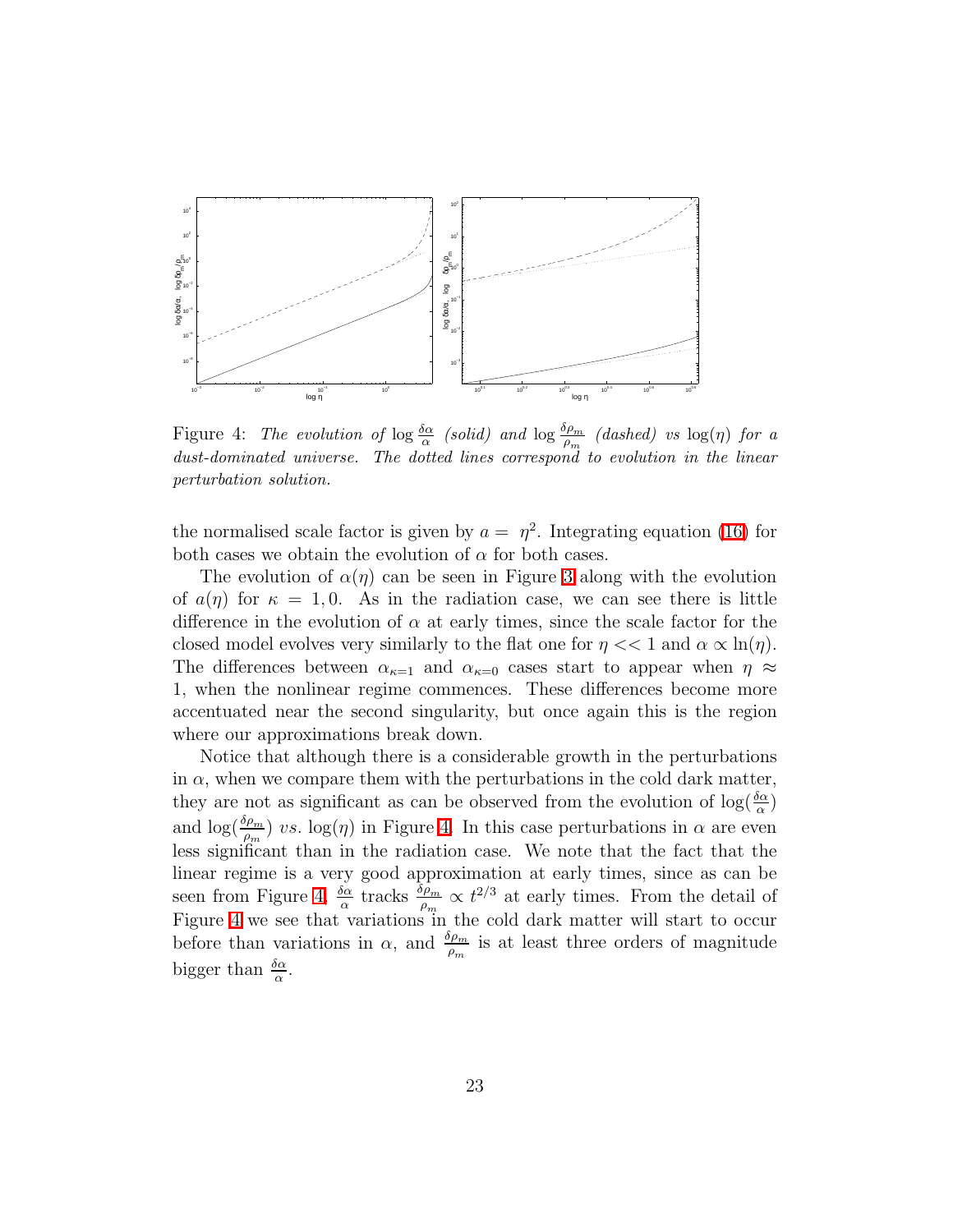Figure 4: *The evolution of* $\log \frac{\delta\alpha}{\alpha}$ *(solid) and* $\log \frac{\delta\rho_m}{\rho_m}$ *(dashed) vs* $\log(\eta)$ *for a dust-dominated universe. The dotted lines correspond to evolution in the linear perturbation solution.*

the normalised scale factor is given by $a = \eta^2$. Integrating equation (16) for both cases we obtain the evolution of $\alpha$ for both cases.

The evolution of $\alpha(\eta)$ can be seen in Figure 3 along with the evolution of $a(\eta)$ for $\kappa = 1, 0$. As in the radiation case, we can see there is little difference in the evolution of $\alpha$ at early times, since the scale factor for the closed model evolves very similarly to the flat one for $\eta << 1$ and $\alpha \propto \ln(\eta)$. The differences between $\alpha_{\kappa=1}$ and $\alpha_{\kappa=0}$ cases start to appear when $\eta \approx 1$, when the nonlinear regime commences. These differences become more accentuated near the second singularity, but once again this is the region where our approximations break down.

Notice that although there is a considerable growth in the perturbations in $\alpha$, when we compare them with the perturbations in the cold dark matter, they are not as significant as can be observed from the evolution of $\log(\frac{\delta\alpha}{\alpha})$ and $\log(\frac{\delta\rho_m}{\rho_m})$ *vs.* $\log(\eta)$ in Figure 4. In this case perturbations in $\alpha$ are even less significant than in the radiation case. We note that the fact that the linear regime is a very good approximation at early times, since as can be seen from Figure 4, $\frac{\delta\alpha}{\alpha}$ tracks $\frac{\delta\rho_m}{\rho_m} \propto t^{2/3}$ at early times. From the detail of Figure 4 we see that variations in the cold dark matter will start to occur before than variations in $\alpha$, and $\frac{\delta\rho_m}{\rho_m}$ is at least three orders of magnitude bigger than $\frac{\delta\alpha}{\alpha}$.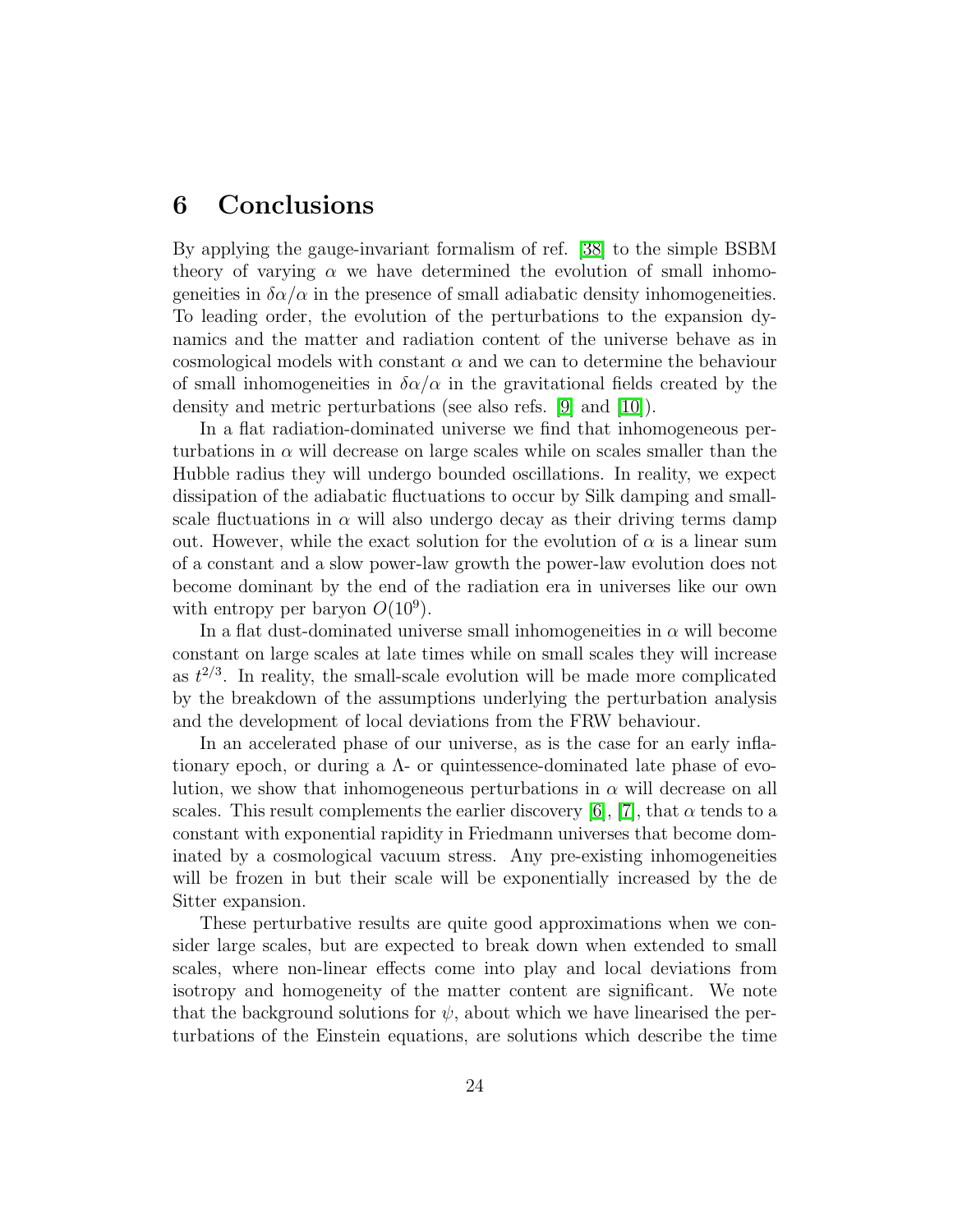# 6 Conclusions

By applying the gauge-invariant formalism of ref. [38] to the simple BSBM theory of varying $\alpha$ we have determined the evolution of small inhomogeneities in $\delta\alpha/\alpha$ in the presence of small adiabatic density inhomogeneities. To leading order, the evolution of the perturbations to the expansion dynamics and the matter and radiation content of the universe behave as in cosmological models with constant $\alpha$ and we can to determine the behaviour of small inhomogeneities in $\delta\alpha/\alpha$ in the gravitational fields created by the density and metric perturbations (see also refs. [9] and [10]).

In a flat radiation-dominated universe we find that inhomogeneous perturbations in $\alpha$ will decrease on large scales while on scales smaller than the Hubble radius they will undergo bounded oscillations. In reality, we expect dissipation of the adiabatic fluctuations to occur by Silk damping and small-scale fluctuations in $\alpha$ will also undergo decay as their driving terms damp out. However, while the exact solution for the evolution of $\alpha$ is a linear sum of a constant and a slow power-law growth the power-law evolution does not become dominant by the end of the radiation era in universes like our own with entropy per baryon $O(10^9)$.

In a flat dust-dominated universe small inhomogeneities in $\alpha$ will become constant on large scales at late times while on small scales they will increase as $t^{2/3}$. In reality, the small-scale evolution will be made more complicated by the breakdown of the assumptions underlying the perturbation analysis and the development of local deviations from the FRW behaviour.

In an accelerated phase of our universe, as is the case for an early inflationary epoch, or during a $\Lambda$- or quintessence-dominated late phase of evolution, we show that inhomogeneous perturbations in $\alpha$ will decrease on all scales. This result complements the earlier discovery [6], [7], that $\alpha$ tends to a constant with exponential rapidity in Friedmann universes that become dominated by a cosmological vacuum stress. Any pre-existing inhomogeneities will be frozen in but their scale will be exponentially increased by the de Sitter expansion.

These perturbative results are quite good approximations when we consider large scales, but are expected to break down when extended to small scales, where non-linear effects come into play and local deviations from isotropy and homogeneity of the matter content are significant. We note that the background solutions for $\psi$, about which we have linearised the perturbations of the Einstein equations, are solutions which describe the time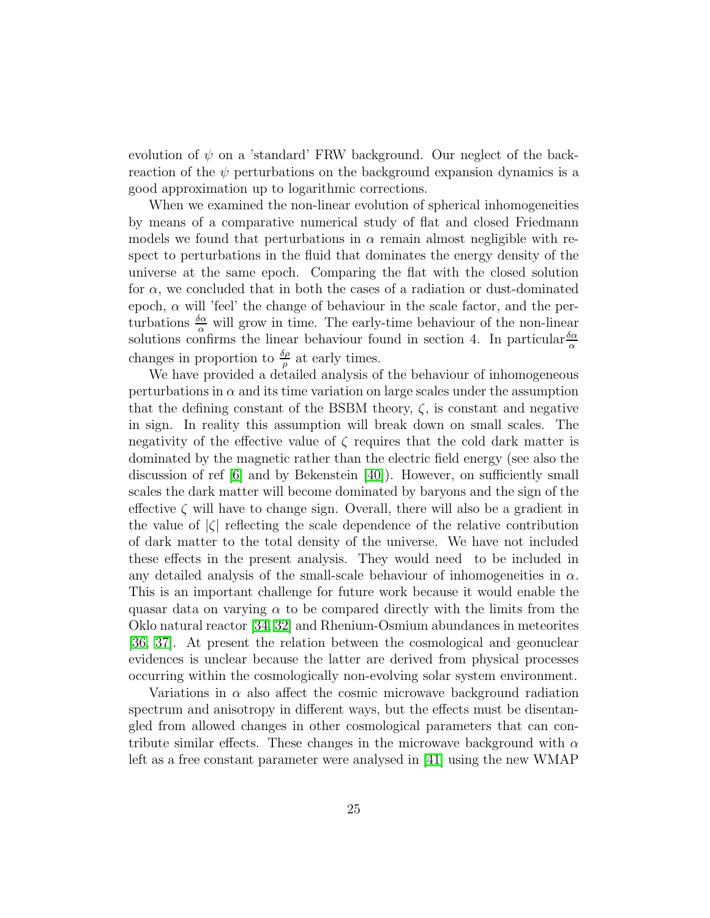evolution of $\psi$ on a 'standard' FRW background. Our neglect of the back-reaction of the $\psi$ perturbations on the background expansion dynamics is a good approximation up to logarithmic corrections.

When we examined the non-linear evolution of spherical inhomogeneities by means of a comparative numerical study of flat and closed Friedmann models we found that perturbations in $\alpha$ remain almost negligible with respect to perturbations in the fluid that dominates the energy density of the universe at the same epoch. Comparing the flat with the closed solution for $\alpha$, we concluded that in both the cases of a radiation or dust-dominated epoch, $\alpha$ will 'feel' the change of behaviour in the scale factor, and the perturbations $\frac{\delta\alpha}{\alpha}$ will grow in time. The early-time behaviour of the non-linear solutions confirms the linear behaviour found in section 4. In particular $\frac{\delta\alpha}{\alpha}$ changes in proportion to $\frac{\delta\rho}{\rho}$ at early times.

We have provided a detailed analysis of the behaviour of inhomogeneous perturbations in $\alpha$ and its time variation on large scales under the assumption that the defining constant of the BSBM theory, $\zeta$, is constant and negative in sign. In reality this assumption will break down on small scales. The negativity of the effective value of $\zeta$ requires that the cold dark matter is dominated by the magnetic rather than the electric field energy (see also the discussion of ref [6] and by Bekenstein [40]). However, on sufficiently small scales the dark matter will become dominated by baryons and the sign of the effective $\zeta$ will have to change sign. Overall, there will also be a gradient in the value of $|\zeta|$ reflecting the scale dependence of the relative contribution of dark matter to the total density of the universe. We have not included these effects in the present analysis. They would need to be included in any detailed analysis of the small-scale behaviour of inhomogeneities in $\alpha$. This is an important challenge for future work because it would enable the quasar data on varying $\alpha$ to be compared directly with the limits from the Oklo natural reactor [34, 32] and Rhenium-Osmium abundances in meteorites [36, 37]. At present the relation between the cosmological and geonuclear evidences is unclear because the latter are derived from physical processes occurring within the cosmologically non-evolving solar system environment.

Variations in $\alpha$ also affect the cosmic microwave background radiation spectrum and anisotropy in different ways, but the effects must be disentangled from allowed changes in other cosmological parameters that can contribute similar effects. These changes in the microwave background with $\alpha$ left as a free constant parameter were analysed in [41] using the new WMAP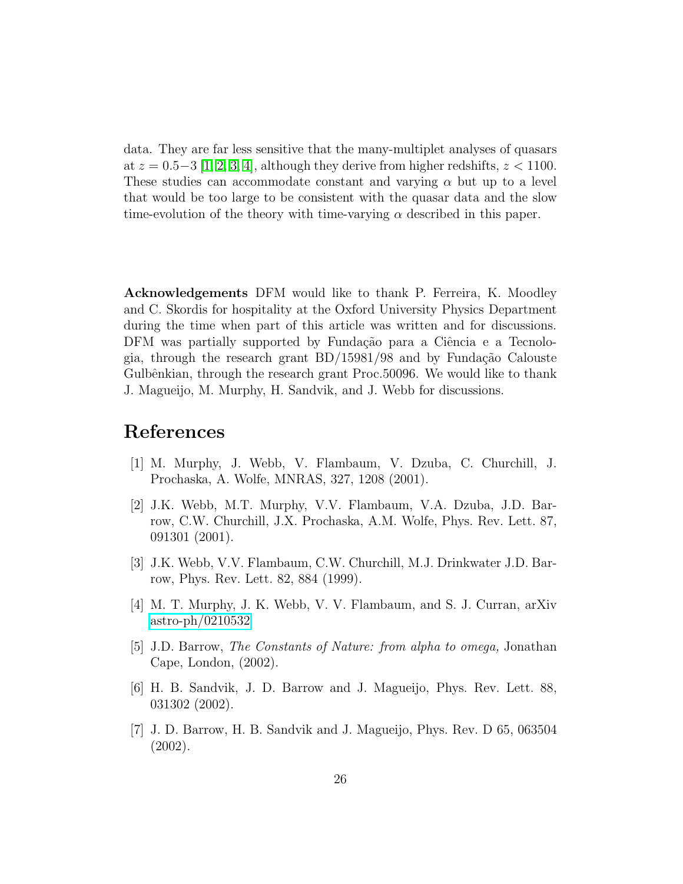data. They are far less sensitive that the many-multiplet analyses of quasars at $z = 0.5-3$ [1, 2, 3, 4], although they derive from higher redshifts, $z < 1100$. These studies can accommodate constant and varying $\alpha$ but up to a level that would be too large to be consistent with the quasar data and the slow time-evolution of the theory with time-varying $\alpha$ described in this paper.

**Acknowledgements** DFM would like to thank P. Ferreira, K. Moodley and C. Skordis for hospitality at the Oxford University Physics Department during the time when part of this article was written and for discussions. DFM was partially supported by Fundação para a Ciência e a Tecnologia, through the research grant BD/15981/98 and by Fundação Calouste Gulbênkian, through the research grant Proc.50096. We would like to thank J. Magueijo, M. Murphy, H. Sandvik, and J. Webb for discussions.

# References

[1] M. Murphy, J. Webb, V. Flambaum, V. Dzuba, C. Churchill, J. Prochaska, A. Wolfe, MNRAS, 327, 1208 (2001).

[2] J.K. Webb, M.T. Murphy, V.V. Flambaum, V.A. Dzuba, J.D. Barrow, C.W. Churchill, J.X. Prochaska, A.M. Wolfe, Phys. Rev. Lett. 87, 091301 (2001).

[3] J.K. Webb, V.V. Flambaum, C.W. Churchill, M.J. Drinkwater J.D. Barrow, Phys. Rev. Lett. 82, 884 (1999).

[4] M. T. Murphy, J. K. Webb, V. V. Flambaum, and S. J. Curran, arXiv astro-ph/0210532

[5] J.D. Barrow, *The Constants of Nature: from alpha to omega,* Jonathan Cape, London, (2002).

[6] H. B. Sandvik, J. D. Barrow and J. Magueijo, Phys. Rev. Lett. 88, 031302 (2002).

[7] J. D. Barrow, H. B. Sandvik and J. Magueijo, Phys. Rev. D 65, 063504 (2002).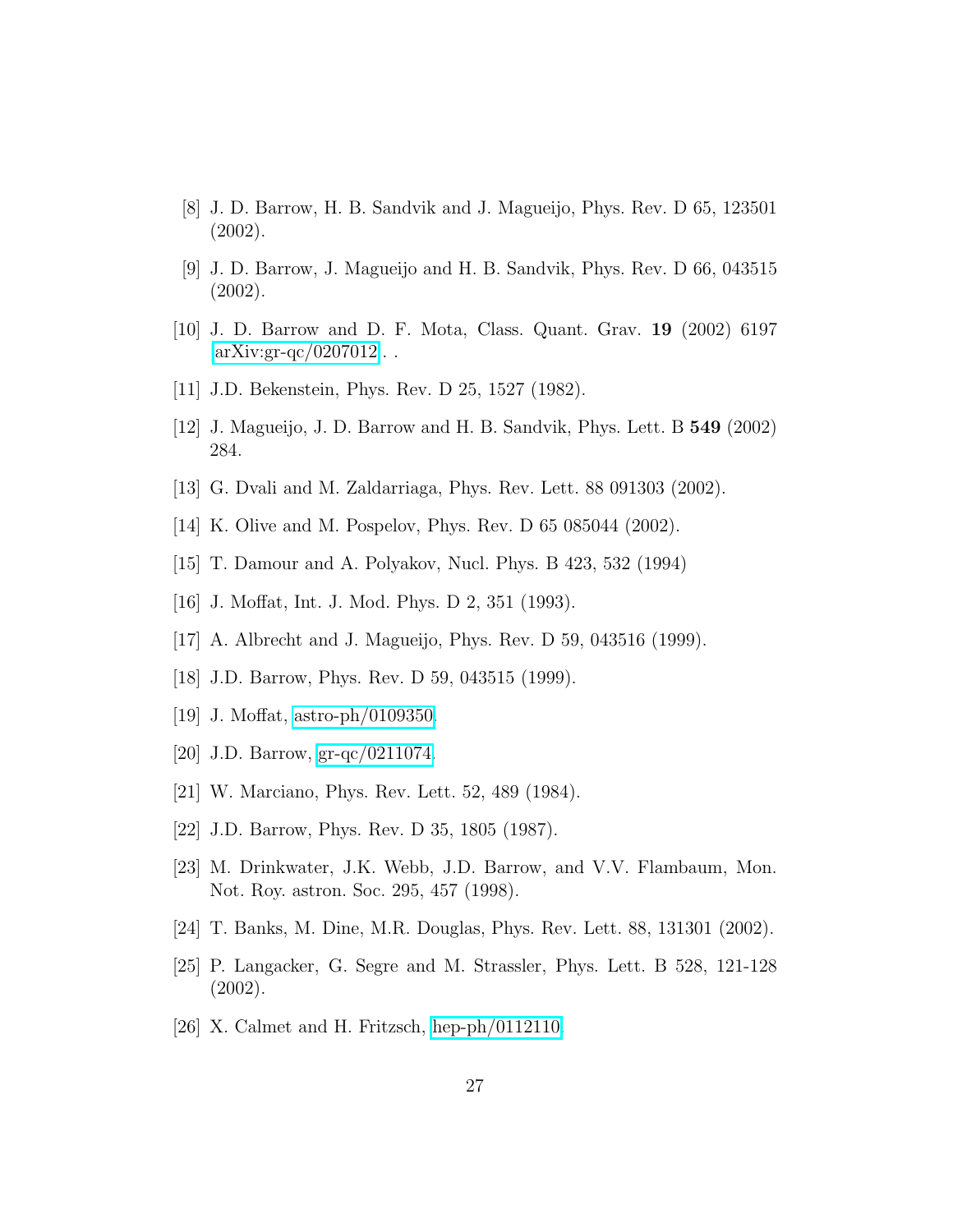[8] J. D. Barrow, H. B. Sandvik and J. Magueijo, Phys. Rev. D 65, 123501 (2002).

[9] J. D. Barrow, J. Magueijo and H. B. Sandvik, Phys. Rev. D 66, 043515 (2002).

[10] J. D. Barrow and D. F. Mota, Class. Quant. Grav. **19** (2002) 6197 arXiv:gr-qc/0207012. .

[11] J.D. Bekenstein, Phys. Rev. D 25, 1527 (1982).

[12] J. Magueijo, J. D. Barrow and H. B. Sandvik, Phys. Lett. B **549** (2002) 284.

[13] G. Dvali and M. Zaldarriaga, Phys. Rev. Lett. 88 091303 (2002).

[14] K. Olive and M. Pospelov, Phys. Rev. D 65 085044 (2002).

[15] T. Damour and A. Polyakov, Nucl. Phys. B 423, 532 (1994)

[16] J. Moffat, Int. J. Mod. Phys. D 2, 351 (1993).

[17] A. Albrecht and J. Magueijo, Phys. Rev. D 59, 043516 (1999).

[18] J.D. Barrow, Phys. Rev. D 59, 043515 (1999).

[19] J. Moffat, astro-ph/0109350.

[20] J.D. Barrow, gr-qc/0211074.

[21] W. Marciano, Phys. Rev. Lett. 52, 489 (1984).

[22] J.D. Barrow, Phys. Rev. D 35, 1805 (1987).

[23] M. Drinkwater, J.K. Webb, J.D. Barrow, and V.V. Flambaum, Mon. Not. Roy. astron. Soc. 295, 457 (1998).

[24] T. Banks, M. Dine, M.R. Douglas, Phys. Rev. Lett. 88, 131301 (2002).

[25] P. Langacker, G. Segre and M. Strassler, Phys. Lett. B 528, 121-128 (2002).

[26] X. Calmet and H. Fritzsch, hep-ph/0112110.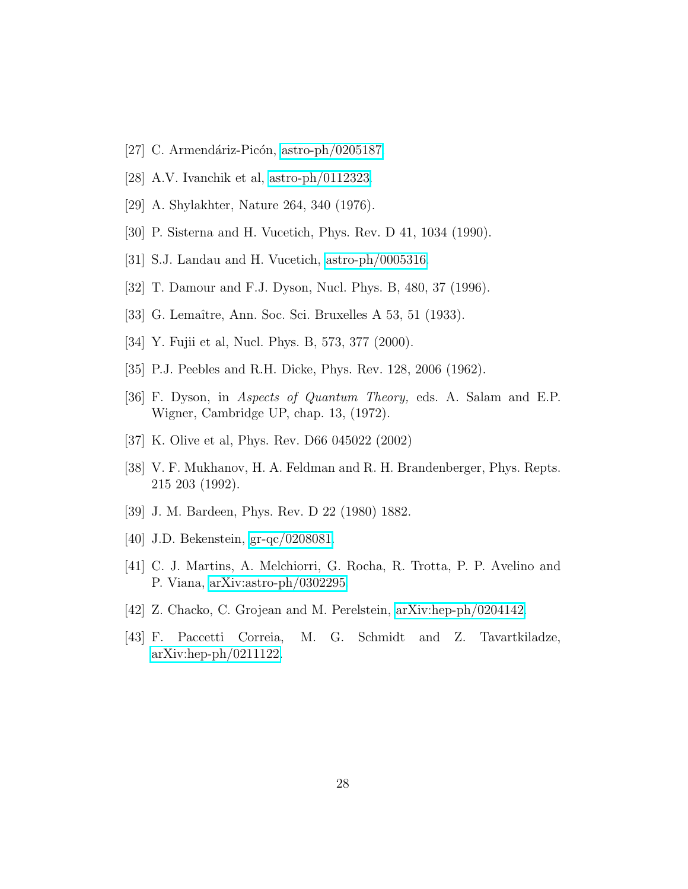[27] C. Armendáriz-Picón, astro-ph/0205187.

[28] A.V. Ivanchik et al, astro-ph/0112323.

[29] A. Shylakhter, Nature 264, 340 (1976).

[30] P. Sisterna and H. Vucetich, Phys. Rev. D 41, 1034 (1990).

[31] S.J. Landau and H. Vucetich, astro-ph/0005316.

[32] T. Damour and F.J. Dyson, Nucl. Phys. B, 480, 37 (1996).

[33] G. Lemaître, Ann. Soc. Sci. Bruxelles A 53, 51 (1933).

[34] Y. Fujii et al, Nucl. Phys. B, 573, 377 (2000).

[35] P.J. Peebles and R.H. Dicke, Phys. Rev. 128, 2006 (1962).

[36] F. Dyson, in *Aspects of Quantum Theory,* eds. A. Salam and E.P. Wigner, Cambridge UP, chap. 13, (1972).

[37] K. Olive et al, Phys. Rev. D66 045022 (2002)

[38] V. F. Mukhanov, H. A. Feldman and R. H. Brandenberger, Phys. Repts. 215 203 (1992).

[39] J. M. Bardeen, Phys. Rev. D 22 (1980) 1882.

[40] J.D. Bekenstein, gr-qc/0208081.

[41] C. J. Martins, A. Melchiorri, G. Rocha, R. Trotta, P. P. Avelino and P. Viana, arXiv:astro-ph/0302295

[42] Z. Chacko, C. Grojean and M. Perelstein, arXiv:hep-ph/0204142.

[43] F. Paccetti Correia, M. G. Schmidt and Z. Tavartkiladze, arXiv:hep-ph/0211122.